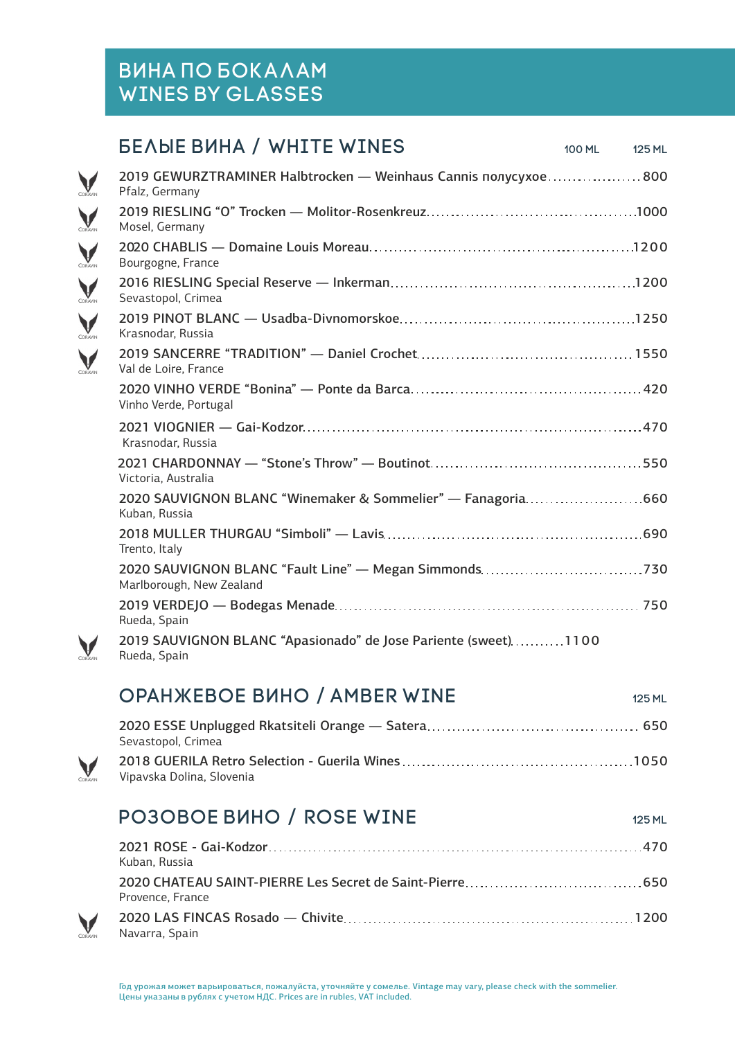# ВИНА ПО БОКАЛАМ
# WINES BY GLASSES

## БЕЛЫЕ ВИНА / WHITE WINES

| | 100 ML | 125 ML |
|---|---|---|
| 2019 GEWURZTRAMINER Halbtrocken — Weinhaus Cannis полусухое<br>Pfalz, Germany | | 800 |
| 2019 RIESLING "O" Trocken — Molitor-Rosenkreuz<br>Mosel, Germany | | 1000 |
| 2020 CHABLIS — Domaine Louis Moreau<br>Bourgogne, France | | 1200 |
| 2016 RIESLING Special Reserve — Inkerman<br>Sevastopol, Crimea | | 1200 |
| 2019 PINOT BLANC — Usadba-Divnomorskoe<br>Krasnodar, Russia | | 1250 |
| 2019 SANCERRE "TRADITION" — Daniel Crochet<br>Val de Loire, France | | 1550 |
| 2020 VINHO VERDE "Bonina" — Ponte da Barca<br>Vinho Verde, Portugal | | 420 |
| 2021 VIOGNIER — Gai-Kodzor<br>Krasnodar, Russia | | 470 |
| 2021 CHARDONNAY — "Stone's Throw" — Boutinot<br>Victoria, Australia | | 550 |
| 2020 SAUVIGNON BLANC "Winemaker & Sommelier" — Fanagoria<br>Kuban, Russia | | 660 |
| 2018 MULLER THURGAU "Simboli" — Lavis<br>Trento, Italy | | 690 |
| 2020 SAUVIGNON BLANC "Fault Line" — Megan Simmonds<br>Marlborough, New Zealand | | 730 |
| 2019 VERDEJO — Bodegas Menade<br>Rueda, Spain | | 750 |
| 2019 SAUVIGNON BLANC "Apasionado" de Jose Pariente (sweet)<br>Rueda, Spain | 1100 | |

## ОРАНЖЕВОЕ ВИНО / AMBER WINE

| | 125 ML |
|---|---|
| 2020 ESSE Unplugged Rkatsiteli Orange — Satera<br>Sevastopol, Crimea | 650 |
| 2018 GUERILA Retro Selection - Guerila Wines<br>Vipavska Dolina, Slovenia | 1050 |

## РОЗОВОЕ ВИНО / ROSE WINE

| | 125 ML |
|---|---|
| 2021 ROSE - Gai-Kodzor<br>Kuban, Russia | 470 |
| 2020 CHATEAU SAINT-PIERRE Les Secret de Saint-Pierre<br>Provence, France | 650 |
| 2020 LAS FINCAS Rosado — Chivite<br>Navarra, Spain | 1200 |

Год урожая может варьироваться, пожалуйста, уточняйте у сомелье. Vintage may vary, please check with the sommelier.
Цены указаны в рублях с учетом НДС. Prices are in rubles, VAT included.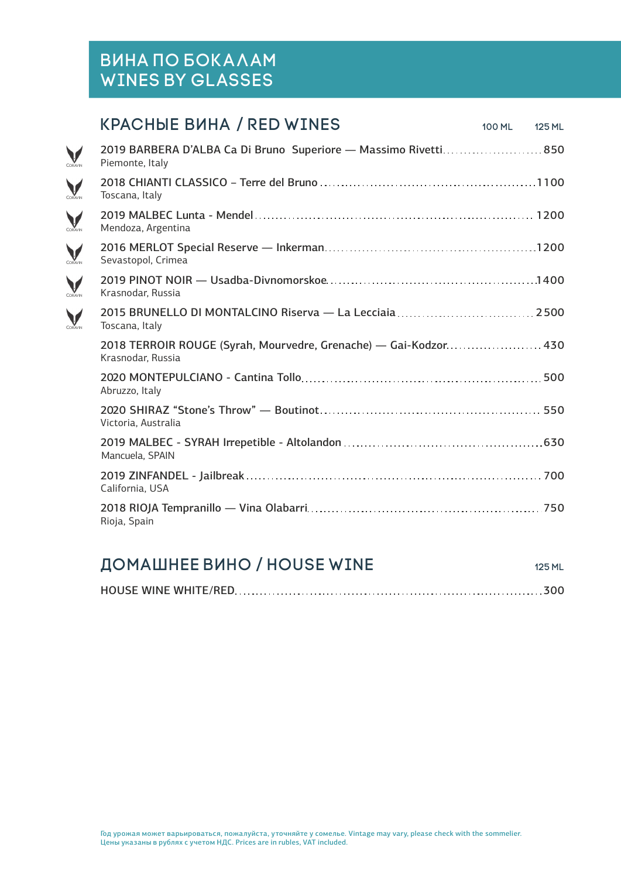# ВИНА ПО БОКАЛАМ
# WINES BY GLASSES

## КРАСНЫЕ ВИНА / RED WINES

| Wine | 100 ML | 125 ML |
|---|---|---|
| 2019 BARBERA D'ALBA Ca Di Bruno Superiore — Massimo Rivetti<br>Piemonte, Italy | | 850 |
| 2018 CHIANTI CLASSICO – Terre del Bruno<br>Toscana, Italy | | 1100 |
| 2019 MALBEC Lunta - Mendel<br>Mendoza, Argentina | | 1200 |
| 2016 MERLOT Special Reserve — Inkerman<br>Sevastopol, Crimea | | 1200 |
| 2019 PINOT NOIR — Usadba-Divnomorskoe<br>Krasnodar, Russia | | 1400 |
| 2015 BRUNELLO DI MONTALCINO Riserva — La Lecciaia<br>Toscana, Italy | | 2500 |
| 2018 TERROIR ROUGE (Syrah, Mourvedre, Grenache) — Gai-Kodzor<br>Krasnodar, Russia | | 430 |
| 2020 MONTEPULCIANO - Cantina Tollo<br>Abruzzo, Italy | | 500 |
| 2020 SHIRAZ "Stone's Throw" — Boutinot<br>Victoria, Australia | | 550 |
| 2019 MALBEC - SYRAH Irrepetible - Altolandon<br>Mancuela, SPAIN | | 630 |
| 2019 ZINFANDEL - Jailbreak<br>California, USA | | 700 |
| 2018 RIOJA Tempranillo — Vina Olabarri<br>Rioja, Spain | | 750 |

## ДОМАШНЕЕ ВИНО / HOUSE WINE

| Wine | 125 ML |
|---|---|
| HOUSE WINE WHITE/RED | 300 |

Год урожая может варьироваться, пожалуйста, уточняйте у сомелье. Vintage may vary, please check with the sommelier.
Цены указаны в рублях с учетом НДС. Prices are in rubles, VAT included.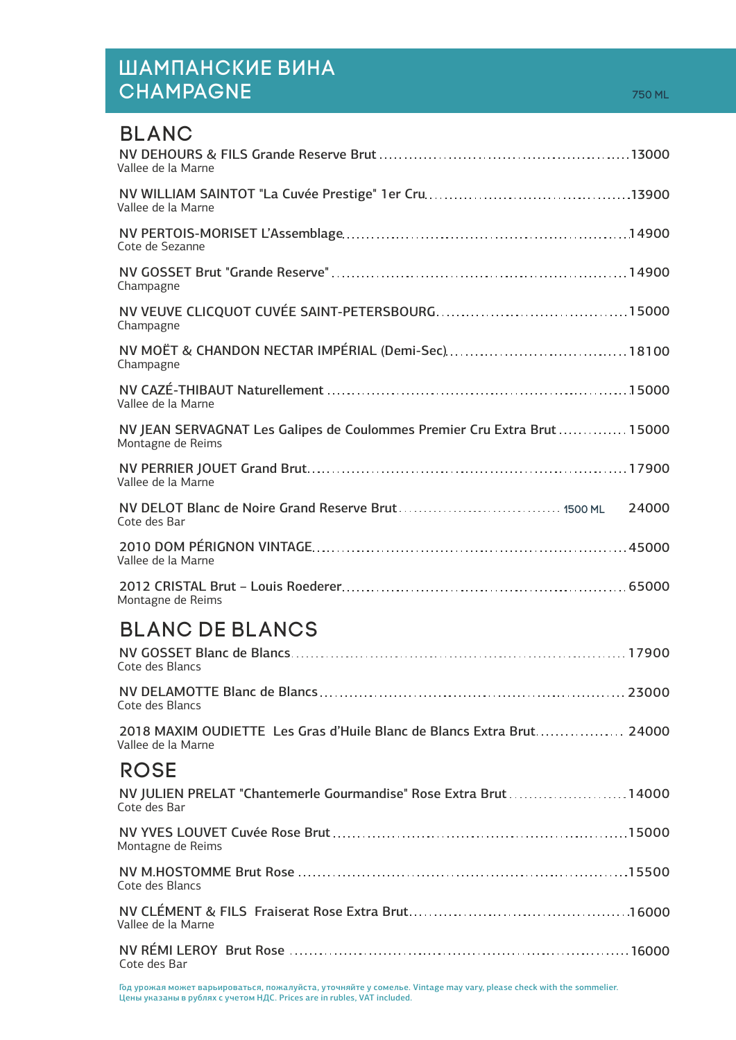# ШАМПАНСКИЕ ВИНА
# CHAMPAGNE

750 ML

## BLANC

NV DEHOURS & FILS Grande Reserve Brut ........................................13000
Vallee de la Marne

NV WILLIAM SAINTOT "La Cuvée Prestige" 1er Cru........................................13900
Vallee de la Marne

NV PERTOIS-MORISET L'Assemblage........................................14900
Cote de Sezanne

NV GOSSET Brut "Grande Reserve" ........................................14900
Champagne

NV VEUVE CLICQUOT CUVÉE SAINT-PETERSBOURG........................................15000
Champagne

NV MOËT & CHANDON NECTAR IMPÉRIAL (Demi-Sec)........................................18100
Champagne

NV CAZÉ-THIBAUT Naturellement ........................................15000
Vallee de la Marne

NV JEAN SERVAGNAT Les Galipes de Coulommes Premier Cru Extra Brut .............. 15000
Montagne de Reims

NV PERRIER JOUET Grand Brut........................................17900
Vallee de la Marne

NV DELOT Blanc de Noire Grand Reserve Brut................................ 1500 ML 24000
Cote des Bar

2010 DOM PÉRIGNON VINTAGE........................................45000
Vallee de la Marne

2012 CRISTAL Brut – Louis Roederer........................................65000
Montagne de Reims

## BLANC DE BLANCS

NV GOSSET Blanc de Blancs........................................17900
Cote des Blancs

NV DELAMOTTE Blanc de Blancs........................................23000
Cote des Blancs

2018 MAXIM OUDIETTE Les Gras d'Huile Blanc de Blancs Extra Brut................. 24000
Vallee de la Marne

## ROSE

NV JULIEN PRELAT "Chantemerle Gourmandise" Rose Extra Brut ........................14000
Cote des Bar

NV YVES LOUVET Cuvée Rose Brut ........................................15000
Montagne de Reims

NV M.HOSTOMME Brut Rose ........................................15500
Cote des Blancs

NV CLÉMENT & FILS Fraiserat Rose Extra Brut........................................16000
Vallee de la Marne

NV RÉMI LEROY Brut Rose ........................................16000
Cote des Bar

Год урожая может варьироваться, пожалуйста, уточняйте у сомелье. Vintage may vary, please check with the sommelier.
Цены указаны в рублях с учетом НДС. Prices are in rubles, VAT included.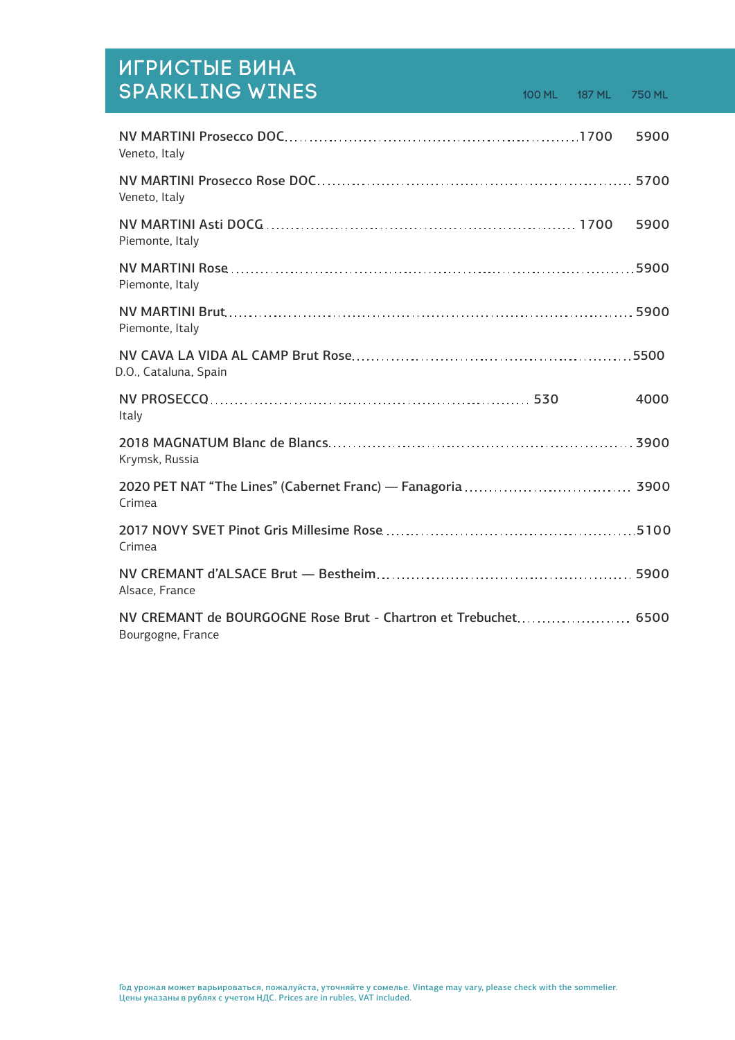# ИГРИСТЫЕ ВИНА
# SPARKLING WINES

| | 100 ML | 187 ML | 750 ML |
|---|---|---|---|
| NV MARTINI Prosecco DOC<br>Veneto, Italy | | 1700 | 5900 |
| NV MARTINI Prosecco Rose DOC<br>Veneto, Italy | | | 5700 |
| NV MARTINI Asti DOCG<br>Piemonte, Italy | | 1700 | 5900 |
| NV MARTINI Rose<br>Piemonte, Italy | | | 5900 |
| NV MARTINI Brut<br>Piemonte, Italy | | | 5900 |
| NV CAVA LA VIDA AL CAMP Brut Rose<br>D.O., Cataluna, Spain | | | 5500 |
| NV PROSECCO<br>Italy | 530 | | 4000 |
| 2018 MAGNATUM Blanc de Blancs<br>Krymsk, Russia | | | 3900 |
| 2020 PET NAT “The Lines” (Cabernet Franc) — Fanagoria<br>Crimea | | | 3900 |
| 2017 NOVY SVET Pinot Gris Millesime Rose<br>Crimea | | | 5100 |
| NV CREMANT d’ALSACE Brut — Bestheim<br>Alsace, France | | | 5900 |
| NV CREMANT de BOURGOGNE Rose Brut - Chartron et Trebuchet<br>Bourgogne, France | | | 6500 |

Год урожая может варьироваться, пожалуйста, уточняйте у сомелье. Vintage may vary, please check with the sommelier.
Цены указаны в рублях с учетом НДС. Prices are in rubles, VAT included.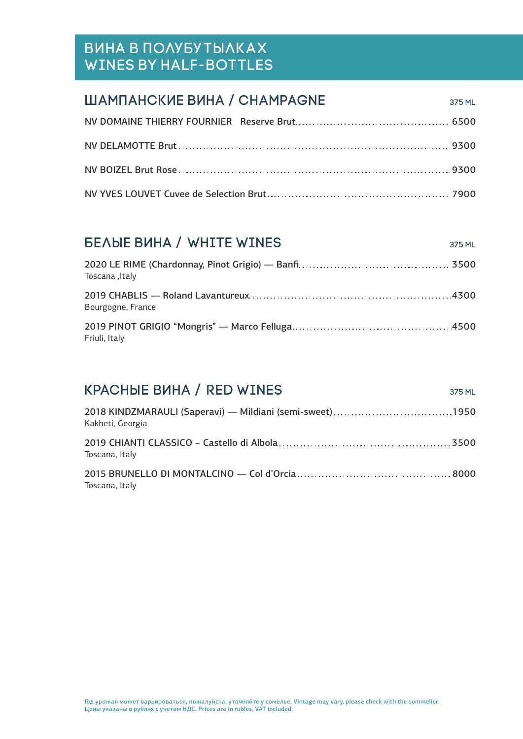# ВИНА В ПОЛУБУТЫЛКАХ
# WINES BY HALF-BOTTLES

## ШАМПАНСКИЕ ВИНА / CHAMPAGNE

375 ML

NV DOMAINE THIERRY FOURNIER Reserve Brut ........ 6500

NV DELAMOTTE Brut ........ 9300

NV BOIZEL Brut Rose ........ 9300

NV YVES LOUVET Cuvee de Selection Brut ........ 7900

## БЕЛЫЕ ВИНА / WHITE WINES

375 ML

2020 LE RIME (Chardonnay, Pinot Grigio) — Banfi ........ 3500
Toscana ,Italy

2019 CHABLIS — Roland Lavantureux ........ 4300
Bourgogne, France

2019 PINOT GRIGIO “Mongris” — Marco Felluga ........ 4500
Friuli, Italy

## КРАСНЫЕ ВИНА / RED WINES

375 ML

2018 KINDZMARAULI (Saperavi) — Mildiani (semi-sweet) ........ 1950
Kakheti, Georgia

2019 CHIANTI CLASSICO – Castello di Albola ........ 3500
Toscana, Italy

2015 BRUNELLO DI MONTALCINO — Col d’Orcia ........ 8000
Toscana, Italy

Год урожая может варьироваться, пожалуйста, уточняйте у сомелье. Vintage may vary, please check with the sommelier.
Цены указаны в рублях с учетом НДС. Prices are in rubles, VAT included.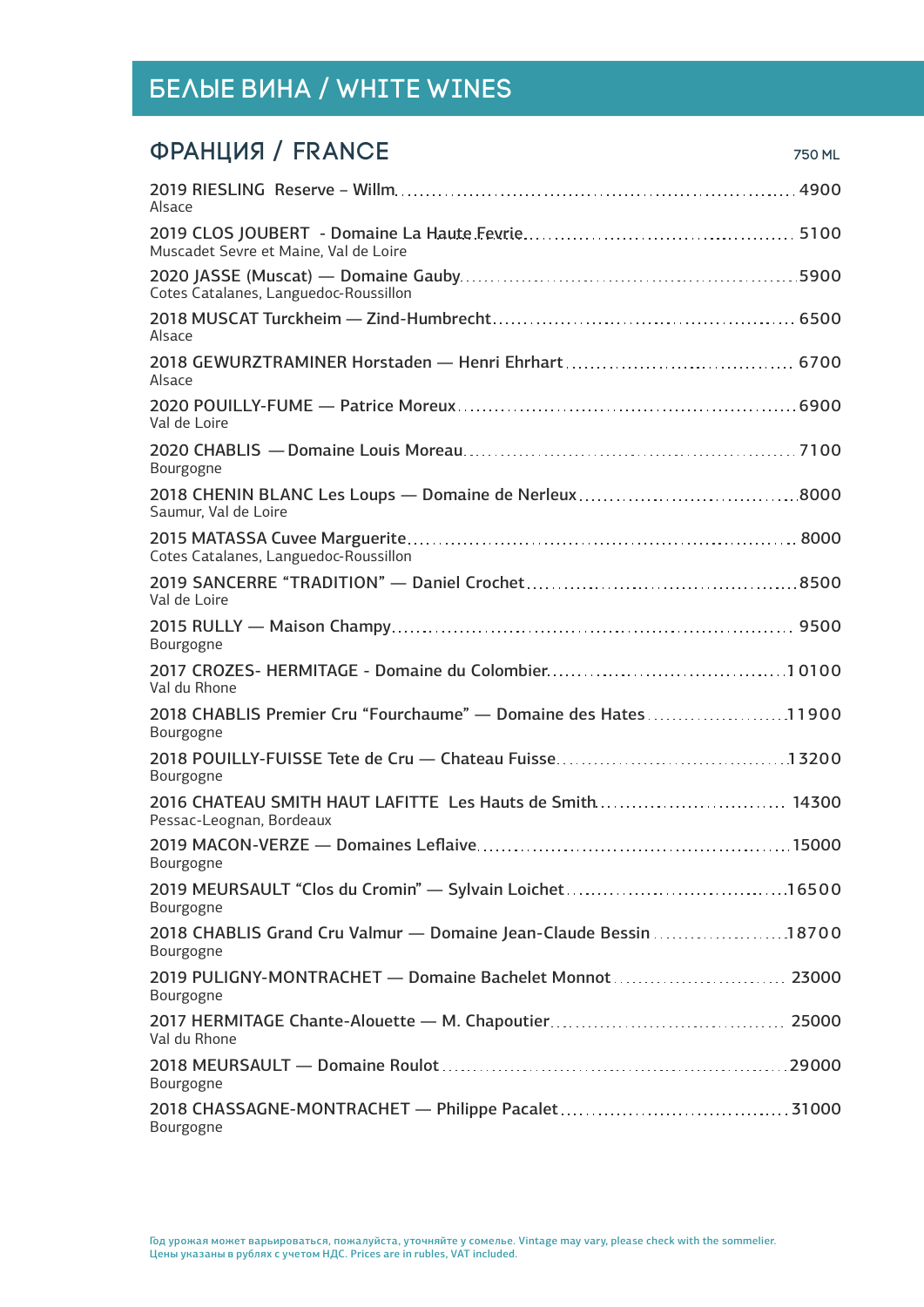# БЕЛЫЕ ВИНА / WHITE WINES

## ФРАНЦИЯ / FRANCE

750 ML

| Wine | Price |
|---|---|
| 2019 RIESLING Reserve – Willm<br>Alsace | 4900 |
| 2019 CLOS JOUBERT - Domaine La Haute Fevrie<br>Muscadet Sevre et Maine, Val de Loire | 5100 |
| 2020 JASSE (Muscat) — Domaine Gauby<br>Cotes Catalanes, Languedoc-Roussillon | 5900 |
| 2018 MUSCAT Turckheim — Zind-Humbrecht<br>Alsace | 6500 |
| 2018 GEWURZTRAMINER Horstaden — Henri Ehrhart<br>Alsace | 6700 |
| 2020 POUILLY-FUME — Patrice Moreux<br>Val de Loire | 6900 |
| 2020 CHABLIS — Domaine Louis Moreau<br>Bourgogne | 7100 |
| 2018 CHENIN BLANC Les Loups — Domaine de Nerleux<br>Saumur, Val de Loire | 8000 |
| 2015 MATASSA Cuvee Marguerite<br>Cotes Catalanes, Languedoc-Roussillon | 8000 |
| 2019 SANCERRE "TRADITION" — Daniel Crochet<br>Val de Loire | 8500 |
| 2015 RULLY — Maison Champy<br>Bourgogne | 9500 |
| 2017 CROZES- HERMITAGE - Domaine du Colombier<br>Val du Rhone | 10100 |
| 2018 CHABLIS Premier Cru "Fourchaume" — Domaine des Hates<br>Bourgogne | 11900 |
| 2018 POUILLY-FUISSE Tete de Cru — Chateau Fuisse<br>Bourgogne | 13200 |
| 2016 CHATEAU SMITH HAUT LAFITTE Les Hauts de Smith<br>Pessac-Leognan, Bordeaux | 14300 |
| 2019 MACON-VERZE — Domaines Leflaive<br>Bourgogne | 15000 |
| 2019 MEURSAULT "Clos du Cromin" — Sylvain Loichet<br>Bourgogne | 16500 |
| 2018 CHABLIS Grand Cru Valmur — Domaine Jean-Claude Bessin<br>Bourgogne | 18700 |
| 2019 PULIGNY-MONTRACHET — Domaine Bachelet Monnot<br>Bourgogne | 23000 |
| 2017 HERMITAGE Chante-Alouette — M. Chapoutier<br>Val du Rhone | 25000 |
| 2018 MEURSAULT — Domaine Roulot<br>Bourgogne | 29000 |
| 2018 CHASSAGNE-MONTRACHET — Philippe Pacalet<br>Bourgogne | 31000 |

Год урожая может варьироваться, пожалуйста, уточняйте у сомелье. Vintage may vary, please check with the sommelier.
Цены указаны в рублях с учетом НДС. Prices are in rubles, VAT included.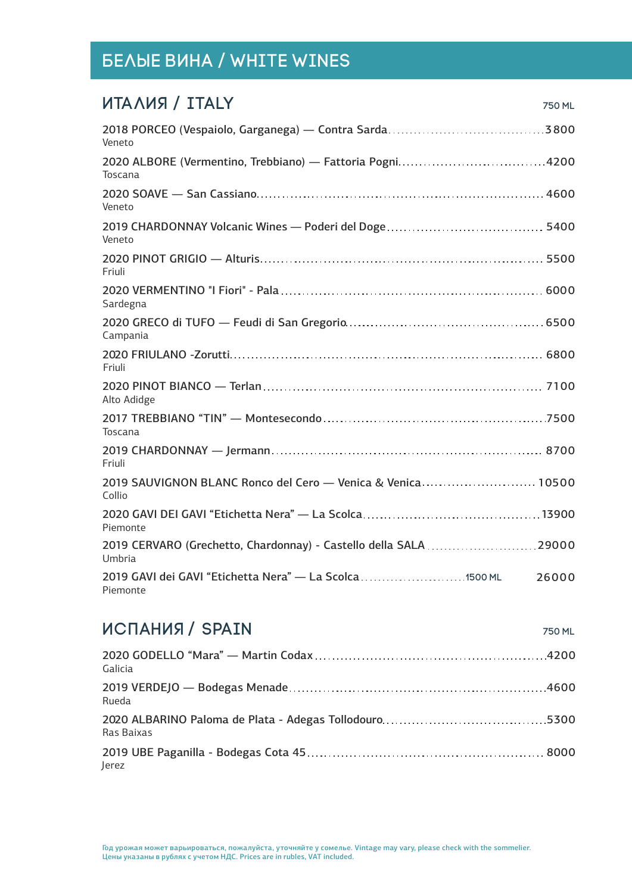# БЕЛЫЕ ВИНА / WHITE WINES

## ИТАЛИЯ / ITALY

750 ML

2018 PORCEO (Vespaiolo, Garganega) — Contra Sarda ........ 3800
Veneto

2020 ALBORE (Vermentino, Trebbiano) — Fattoria Pogni ........ 4200
Toscana

2020 SOAVE — San Cassiano ........ 4600
Veneto

2019 CHARDONNAY Volcanic Wines — Poderi del Doge ........ 5400
Veneto

2020 PINOT GRIGIO — Alturis ........ 5500
Friuli

2020 VERMENTINO "I Fiori" - Pala ........ 6000
Sardegna

2020 GRECO di TUFO — Feudi di San Gregorio ........ 6500
Campania

2020 FRIULANO -Zorutti ........ 6800
Friuli

2020 PINOT BIANCO — Terlan ........ 7100
Alto Adidge

2017 TREBBIANO “TIN” — Montesecondo ........ 7500
Toscana

2019 CHARDONNAY — Jermann ........ 8700
Friuli

2019 SAUVIGNON BLANC Ronco del Cero — Venica & Venica ........ 10500
Collio

2020 GAVI DEI GAVI “Etichetta Nera” — La Scolca ........ 13900
Piemonte

2019 CERVARO (Grechetto, Chardonnay) - Castello della SALA ........ 29000
Umbria

2019 GAVI dei GAVI “Etichetta Nera” — La Scolca ........ 1500 ML 26000
Piemonte

## ИСПАНИЯ / SPAIN

750 ML

2020 GODELLO “Mara” — Martin Codax ........ 4200
Galicia

2019 VERDEJO — Bodegas Menade ........ 4600
Rueda

2020 ALBARINO Paloma de Plata - Adegas Tollodouro ........ 5300
Ras Baixas

2019 UBE Paganilla - Bodegas Cota 45 ........ 8000
Jerez

Год урожая может варьироваться, пожалуйста, уточняйте у сомелье. Vintage may vary, please check with the sommelier.
Цены указаны в рублях с учетом НДС. Prices are in rubles, VAT included.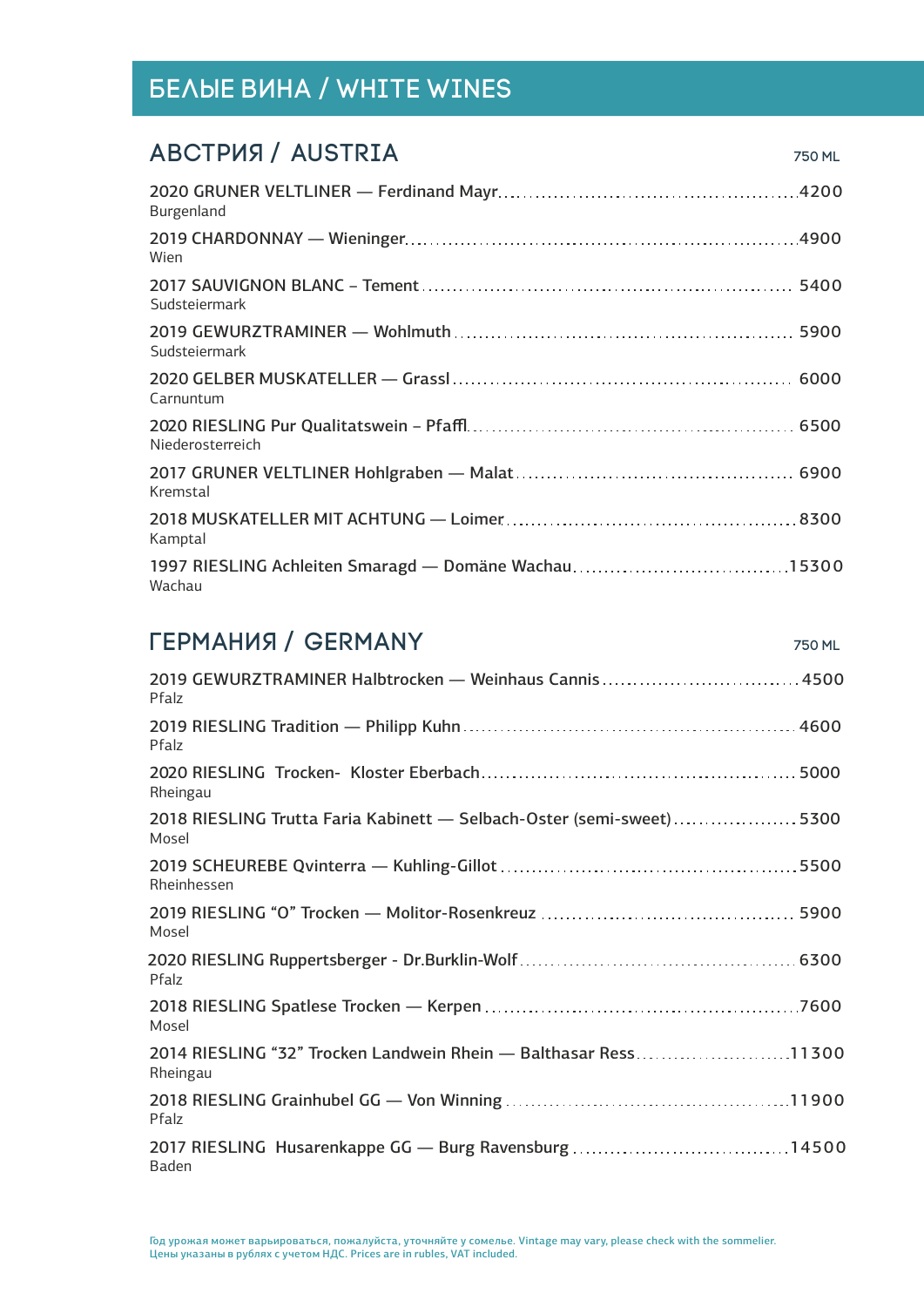# БЕЛЫЕ ВИНА / WHITE WINES

## АВСТРИЯ / AUSTRIA

750 ML

2020 GRUNER VELTLINER — Ferdinand Mayr ........ 4200
Burgenland

2019 CHARDONNAY — Wieninger ........ 4900
Wien

2017 SAUVIGNON BLANC – Tement ........ 5400
Sudsteiermark

2019 GEWURZTRAMINER — Wohlmuth ........ 5900
Sudsteiermark

2020 GELBER MUSKATELLER — Grassl ........ 6000
Carnuntum

2020 RIESLING Pur Qualitatswein – Pfaffl ........ 6500
Niederosterreich

2017 GRUNER VELTLINER Hohlgraben — Malat ........ 6900
Kremstal

2018 MUSKATELLER MIT ACHTUNG — Loimer ........ 8300
Kamptal

1997 RIESLING Achleiten Smaragd — Domäne Wachau ........ 15300
Wachau

## ГЕРМАНИЯ / GERMANY

750 ML

2019 GEWURZTRAMINER Halbtrocken — Weinhaus Cannis ........ 4500
Pfalz

2019 RIESLING Tradition — Philipp Kuhn ........ 4600
Pfalz

2020 RIESLING Trocken- Kloster Eberbach ........ 5000
Rheingau

2018 RIESLING Trutta Faria Kabinett — Selbach-Oster (semi-sweet) ........ 5300
Mosel

2019 SCHEUREBE Qvinterra — Kuhling-Gillot ........ 5500
Rheinhessen

2019 RIESLING “O” Trocken — Molitor-Rosenkreuz ........ 5900
Mosel

2020 RIESLING Ruppertsberger - Dr.Burklin-Wolf ........ 6300
Pfalz

2018 RIESLING Spatlese Trocken — Kerpen ........ 7600
Mosel

2014 RIESLING “32” Trocken Landwein Rhein — Balthasar Ress ........ 11300
Rheingau

2018 RIESLING Grainhubel GG — Von Winning ........ 11900
Pfalz

2017 RIESLING Husarenkappe GG — Burg Ravensburg ........ 14500
Baden

Год урожая может варьироваться, пожалуйста, уточняйте у сомелье. Vintage may vary, please check with the sommelier.
Цены указаны в рублях с учетом НДС. Prices are in rubles, VAT included.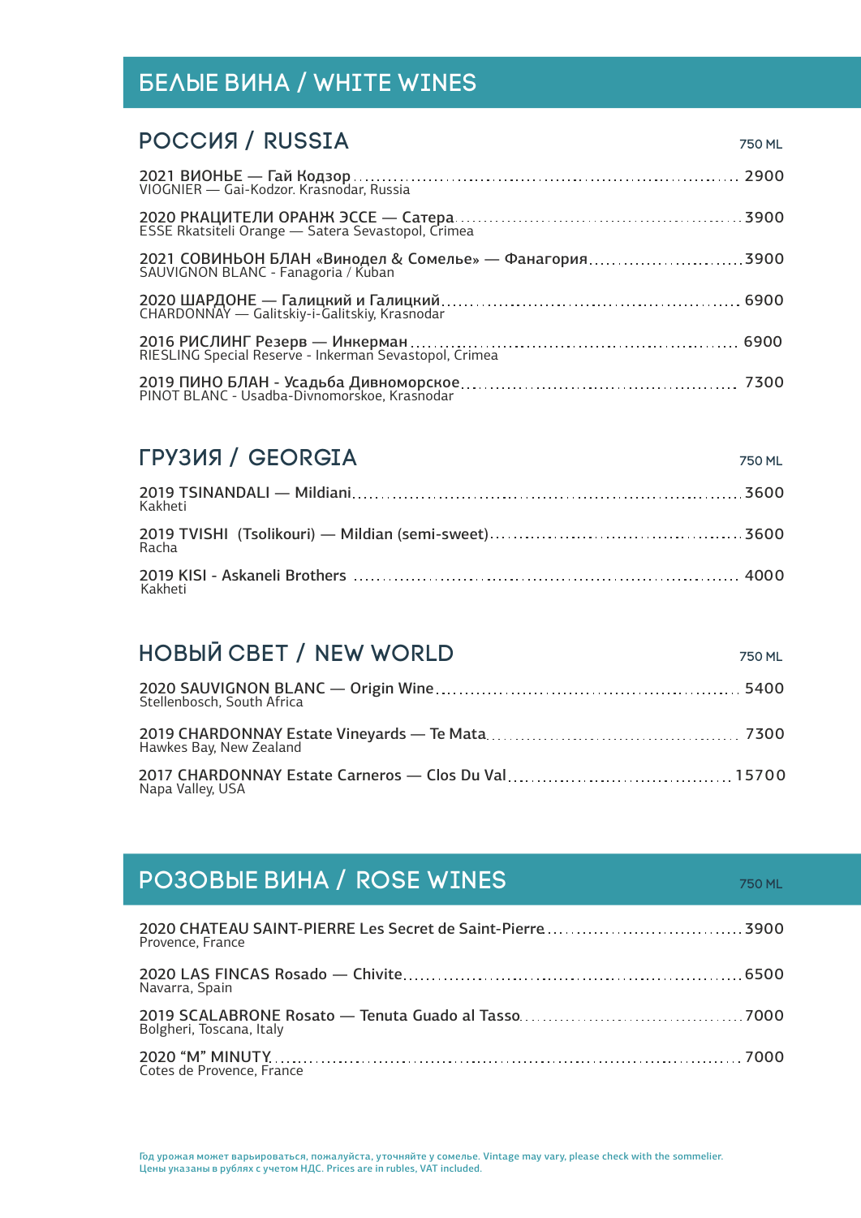# БЕЛЫЕ ВИНА / WHITE WINES

## РОССИЯ / RUSSIA

750 ML

2021 ВИОНЬЕ — Гай Кодзор ........ 2900
VIOGNIER — Gai-Kodzor. Krasnodar, Russia

2020 РКАЦИТЕЛИ ОРАНЖ ЭССЕ — Сатера ........ 3900
ESSE Rkatsiteli Orange — Satera Sevastopol, Crimea

2021 СОВИНЬОН БЛАН «Винодел & Сомелье» — Фанагория ........ 3900
SAUVIGNON BLANC - Fanagoria / Kuban

2020 ШАРДОНЕ — Галицкий и Галицкий ........ 6900
CHARDONNAY — Galitskiy-i-Galitskiy, Krasnodar

2016 РИСЛИНГ Резерв — Инкерман ........ 6900
RIESLING Special Reserve - Inkerman Sevastopol, Crimea

2019 ПИНО БЛАН - Усадьба Дивноморское ........ 7300
PINOT BLANC - Usadba-Divnomorskoe, Krasnodar

## ГРУЗИЯ / GEORGIA

750 ML

2019 TSINANDALI — Mildiani ........ 3600
Kakheti

2019 TVISHI (Tsolikouri) — Mildian (semi-sweet) ........ 3600
Racha

2019 KISI - Askaneli Brothers ........ 4000
Kakheti

## НОВЫЙ СВЕТ / NEW WORLD

750 ML

2020 SAUVIGNON BLANC — Origin Wine ........ 5400
Stellenbosch, South Africa

2019 CHARDONNAY Estate Vineyards — Te Mata ........ 7300
Hawkes Bay, New Zealand

2017 CHARDONNAY Estate Carneros — Clos Du Val ........ 15700
Napa Valley, USA

# РОЗОВЫЕ ВИНА / ROSE WINES

750 ML

2020 CHATEAU SAINT-PIERRE Les Secret de Saint-Pierre ........ 3900
Provence, France

2020 LAS FINCAS Rosado — Chivite ........ 6500
Navarra, Spain

2019 SCALABRONE Rosato — Tenuta Guado al Tasso ........ 7000
Bolgheri, Toscana, Italy

2020 “M” MINUTY ........ 7000
Cotes de Provence, France

Год урожая может варьироваться, пожалуйста, уточняйте у сомелье. Vintage may vary, please check with the sommelier.
Цены указаны в рублях с учетом НДС. Prices are in rubles, VAT included.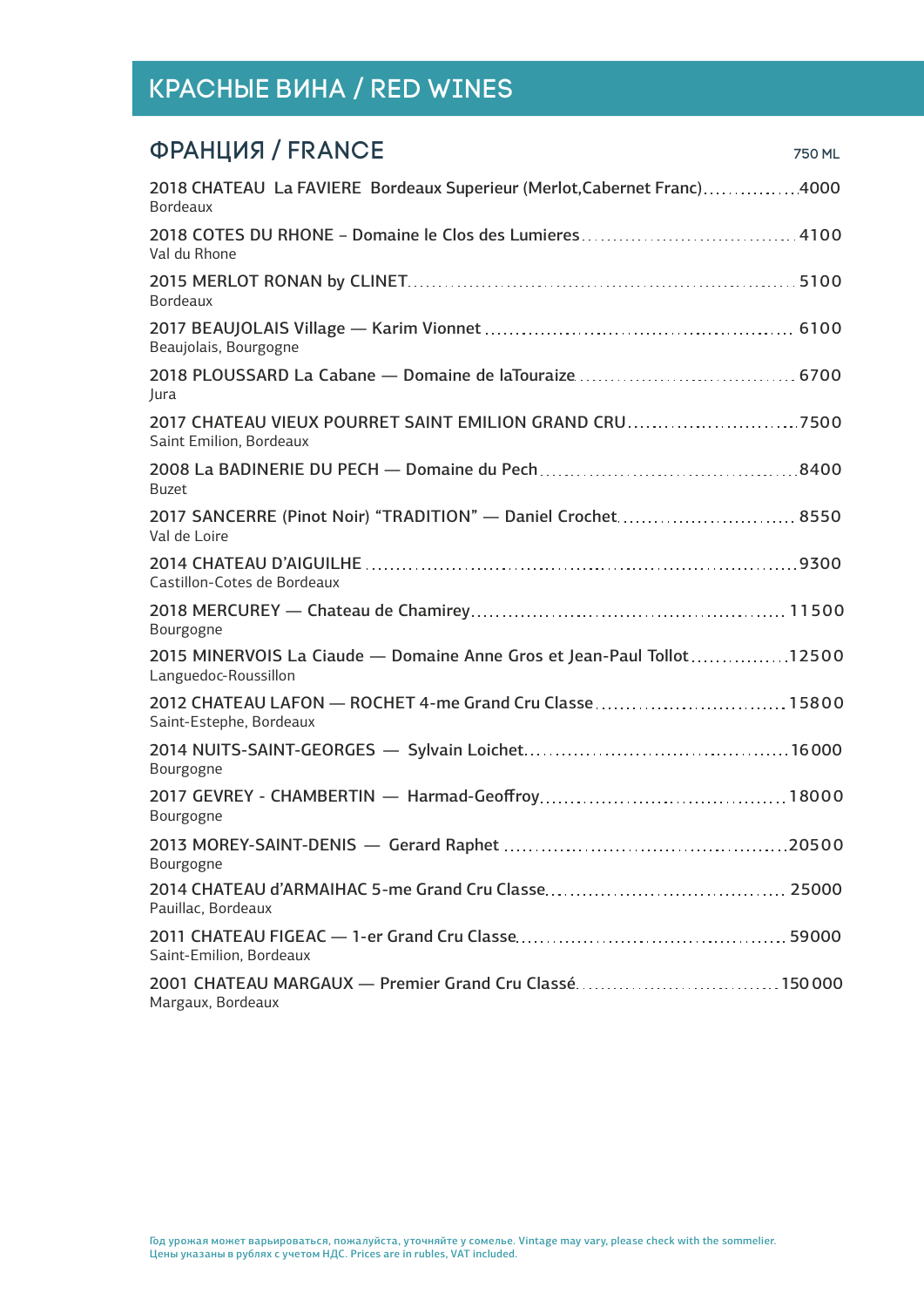# КРАСНЫЕ ВИНА / RED WINES

## ФРАНЦИЯ / FRANCE

750 ML

| Wine | Price |
|---|---|
| 2018 CHATEAU La FAVIERE Bordeaux Superieur (Merlot,Cabernet Franc)<br>Bordeaux | 4000 |
| 2018 COTES DU RHONE – Domaine le Clos des Lumieres<br>Val du Rhone | 4100 |
| 2015 MERLOT RONAN by CLINET<br>Bordeaux | 5100 |
| 2017 BEAUJOLAIS Village — Karim Vionnet<br>Beaujolais, Bourgogne | 6100 |
| 2018 PLOUSSARD La Cabane — Domaine de laTouraize<br>Jura | 6700 |
| 2017 CHATEAU VIEUX POURRET SAINT EMILION GRAND CRU<br>Saint Emilion, Bordeaux | 7500 |
| 2008 La BADINERIE DU PECH — Domaine du Pech<br>Buzet | 8400 |
| 2017 SANCERRE (Pinot Noir) “TRADITION” — Daniel Crochet<br>Val de Loire | 8550 |
| 2014 CHATEAU D’AIGUILHE<br>Castillon-Cotes de Bordeaux | 9300 |
| 2018 MERCUREY — Chateau de Chamirey<br>Bourgogne | 11500 |
| 2015 MINERVOIS La Ciaude — Domaine Anne Gros et Jean-Paul Tollot<br>Languedoc-Roussillon | 12500 |
| 2012 CHATEAU LAFON — ROCHET 4-me Grand Cru Classe<br>Saint-Estephe, Bordeaux | 15800 |
| 2014 NUITS-SAINT-GEORGES — Sylvain Loichet<br>Bourgogne | 16000 |
| 2017 GEVREY - CHAMBERTIN — Harmad-Geoffroy<br>Bourgogne | 18000 |
| 2013 MOREY-SAINT-DENIS — Gerard Raphet<br>Bourgogne | 20500 |
| 2014 CHATEAU d’ARMAIHAC 5-me Grand Cru Classe<br>Pauillac, Bordeaux | 25000 |
| 2011 CHATEAU FIGEAC — 1-er Grand Cru Classe<br>Saint-Emilion, Bordeaux | 59000 |
| 2001 CHATEAU MARGAUX — Premier Grand Cru Classé<br>Margaux, Bordeaux | 150000 |

Год урожая может варьироваться, пожалуйста, уточняйте у сомелье. Vintage may vary, please check with the sommelier.
Цены указаны в рублях с учетом НДС. Prices are in rubles, VAT included.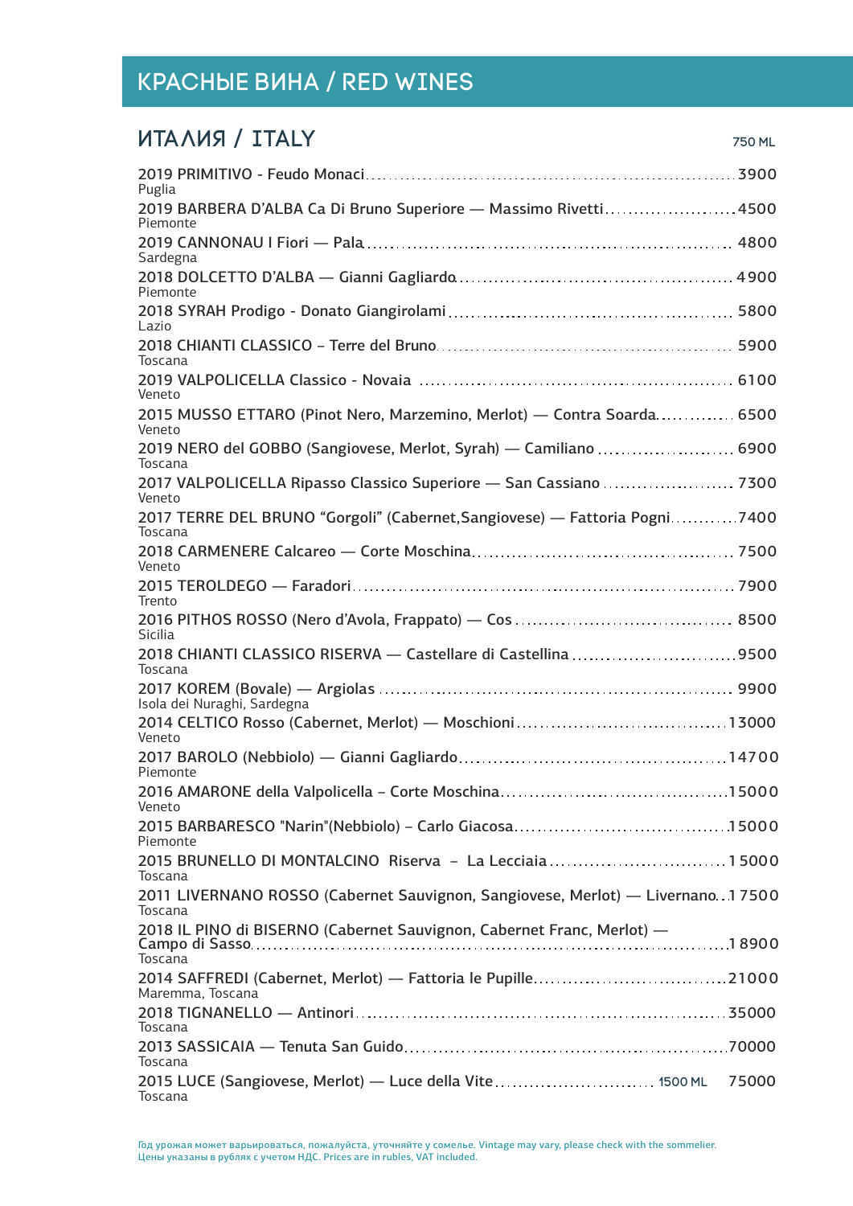# КРАСНЫЕ ВИНА / RED WINES

## ИТАЛИЯ / ITALY

| Wine | 750 ML |
|---|---|
| 2019 PRIMITIVO - Feudo Monaci<br>Puglia | 3900 |
| 2019 BARBERA D'ALBA Ca Di Bruno Superiore — Massimo Rivetti<br>Piemonte | 4500 |
| 2019 CANNONAU I Fiori — Pala<br>Sardegna | 4800 |
| 2018 DOLCETTO D'ALBA — Gianni Gagliardo<br>Piemonte | 4900 |
| 2018 SYRAH Prodigo - Donato Giangirolami<br>Lazio | 5800 |
| 2018 CHIANTI CLASSICO – Terre del Bruno<br>Toscana | 5900 |
| 2019 VALPOLICELLA Classico - Novaia<br>Veneto | 6100 |
| 2015 MUSSO ETTARO (Pinot Nero, Marzemino, Merlot) — Contra Soarda<br>Veneto | 6500 |
| 2019 NERO del GOBBO (Sangiovese, Merlot, Syrah) — Camiliano<br>Toscana | 6900 |
| 2017 VALPOLICELLA Ripasso Classico Superiore — San Cassiano<br>Veneto | 7300 |
| 2017 TERRE DEL BRUNO "Gorgoli" (Cabernet,Sangiovese) — Fattoria Pogni<br>Toscana | 7400 |
| 2018 CARMENERE Calcareo — Corte Moschina<br>Veneto | 7500 |
| 2015 TEROLDEGO — Faradori<br>Trento | 7900 |
| 2016 PITHOS ROSSO (Nero d'Avola, Frappato) — Cos<br>Sicilia | 8500 |
| 2018 CHIANTI CLASSICO RISERVA — Castellare di Castellina<br>Toscana | 9500 |
| 2017 KOREM (Bovale) — Argiolas<br>Isola dei Nuraghi, Sardegna | 9900 |
| 2014 CELTICO Rosso (Cabernet, Merlot) — Moschioni<br>Veneto | 13000 |
| 2017 BAROLO (Nebbiolo) — Gianni Gagliardo<br>Piemonte | 14700 |
| 2016 AMARONE della Valpolicella – Corte Moschina<br>Veneto | 15000 |
| 2015 BARBARESCO "Narin"(Nebbiolo) – Carlo Giacosa<br>Piemonte | 15000 |
| 2015 BRUNELLO DI MONTALCINO Riserva – La Lecciaia<br>Toscana | 15000 |
| 2011 LIVERNANO ROSSO (Cabernet Sauvignon, Sangiovese, Merlot) — Livernano<br>Toscana | 17500 |
| 2018 IL PINO di BISERNO (Cabernet Sauvignon, Cabernet Franc, Merlot) — Campo di Sasso<br>Toscana | 18900 |
| 2014 SAFFREDI (Cabernet, Merlot) — Fattoria le Pupille<br>Maremma, Toscana | 21000 |
| 2018 TIGNANELLO — Antinori<br>Toscana | 35000 |
| 2013 SASSICAIA — Tenuta San Guido<br>Toscana | 70000 |
| 2015 LUCE (Sangiovese, Merlot) — Luce della Vite (1500 ML)<br>Toscana | 75000 |

Год урожая может варьироваться, пожалуйста, уточняйте у сомелье. Vintage may vary, please check with the sommelier.
Цены указаны в рублях с учетом НДС. Prices are in rubles, VAT included.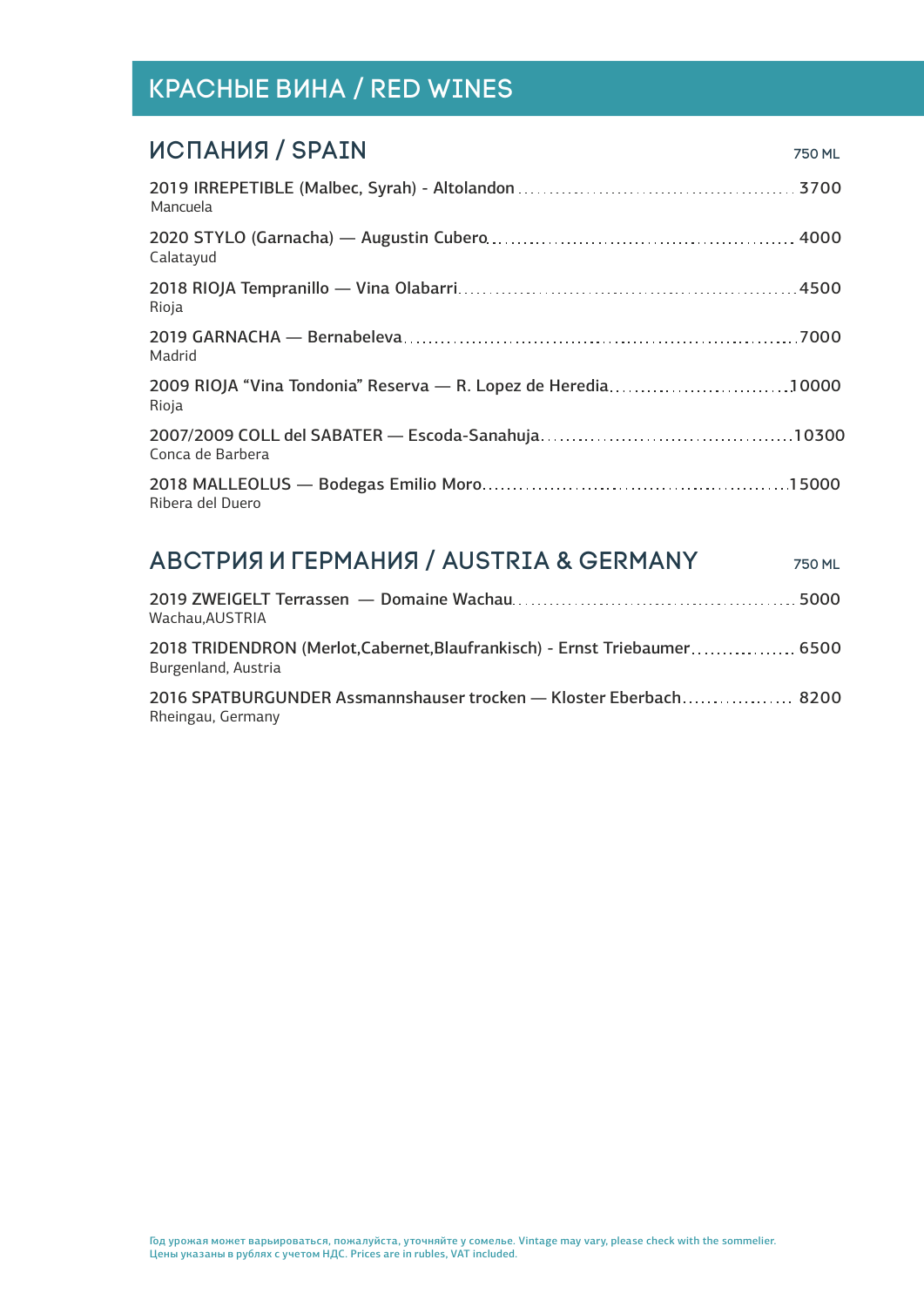# КРАСНЫЕ ВИНА / RED WINES

## ИСПАНИЯ / SPAIN

750 ML

2019 IRREPETIBLE (Malbec, Syrah) - Altolandon ........ 3700
Mancuela

2020 STYLO (Garnacha) — Augustin Cubero ........ 4000
Calatayud

2018 RIOJA Tempranillo — Vina Olabarri ........ 4500
Rioja

2019 GARNACHA — Bernabeleva ........ 7000
Madrid

2009 RIOJA “Vina Tondonia” Reserva — R. Lopez de Heredia ........ 10000
Rioja

2007/2009 COLL del SABATER — Escoda-Sanahuja ........ 10300
Conca de Barbera

2018 MALLEOLUS — Bodegas Emilio Moro ........ 15000
Ribera del Duero

## АВСТРИЯ И ГЕРМАНИЯ / AUSTRIA & GERMANY

750 ML

2019 ZWEIGELT Terrassen — Domaine Wachau ........ 5000
Wachau,AUSTRIA

2018 TRIDENDRON (Merlot,Cabernet,Blaufrankisch) - Ernst Triebaumer ........ 6500
Burgenland, Austria

2016 SPATBURGUNDER Assmannshauser trocken — Kloster Eberbach ........ 8200
Rheingau, Germany

Год урожая может варьироваться, пожалуйста, уточняйте у сомелье. Vintage may vary, please check with the sommelier.
Цены указаны в рублях с учетом НДС. Prices are in rubles, VAT included.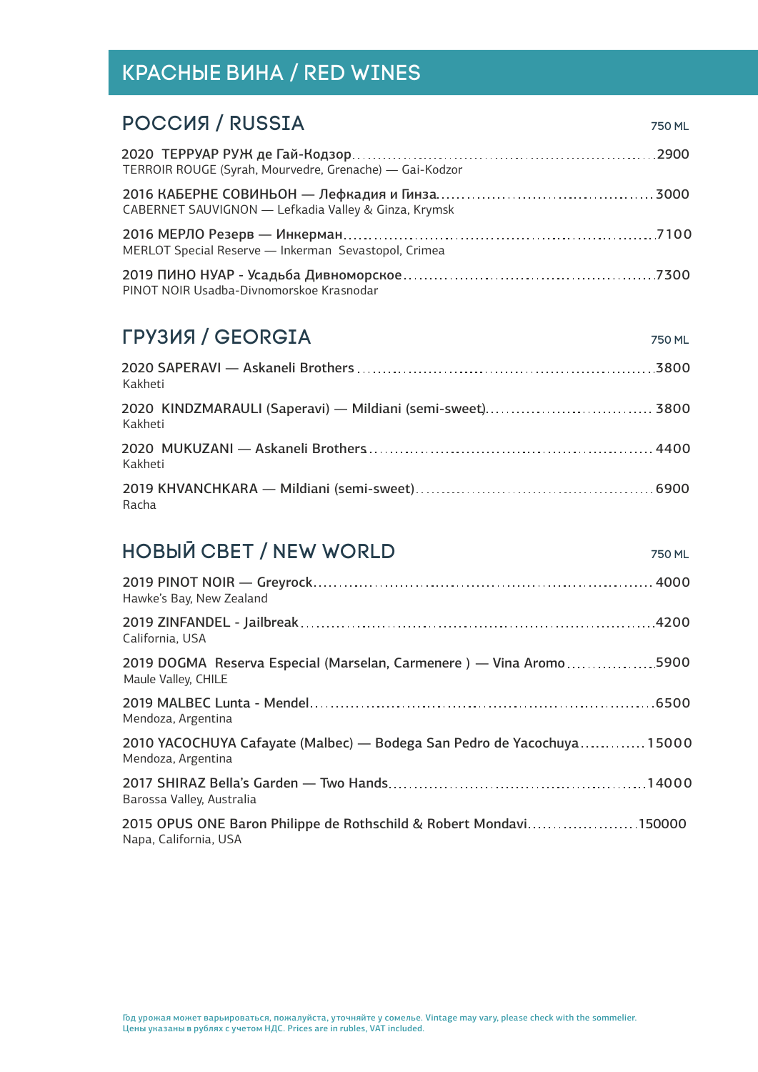# КРАСНЫЕ ВИНА / RED WINES

## РОССИЯ / RUSSIA

750 ML

2020 ТЕРРУАР РУЖ де Гай-Кодзор .......... 2900
TERROIR ROUGE (Syrah, Mourvedre, Grenache) — Gai-Kodzor

2016 КАБЕРНЕ СОВИНЬОН — Лефкадия и Гинза .......... 3000
CABERNET SAUVIGNON — Lefkadia Valley & Ginza, Krymsk

2016 МЕРЛО Резерв — Инкерман .......... 7100
MERLOT Special Reserve — Inkerman Sevastopol, Crimea

2019 ПИНО НУАР - Усадьба Дивноморское .......... 7300
PINOT NOIR Usadba-Divnomorskoe Krasnodar

## ГРУЗИЯ / GEORGIA

750 ML

2020 SAPERAVI — Askaneli Brothers .......... 3800
Kakheti

2020 KINDZMARAULI (Saperavi) — Mildiani (semi-sweet) .......... 3800
Kakheti

2020 MUKUZANI — Askaneli Brothers .......... 4400
Kakheti

2019 KHVANCHKARA — Mildiani (semi-sweet) .......... 6900
Racha

## НОВЫЙ СВЕТ / NEW WORLD

750 ML

2019 PINOT NOIR — Greyrock .......... 4000
Hawke's Bay, New Zealand

2019 ZINFANDEL - Jailbreak .......... 4200
California, USA

2019 DOGMA Reserva Especial (Marselan, Carmenere ) — Vina Aromo .......... 5900
Maule Valley, CHILE

2019 MALBEC Lunta - Mendel .......... 6500
Mendoza, Argentina

2010 YACOCHUYA Cafayate (Malbec) — Bodega San Pedro de Yacochuya .......... 15000
Mendoza, Argentina

2017 SHIRAZ Bella's Garden — Two Hands .......... 14000
Barossa Valley, Australia

2015 OPUS ONE Baron Philippe de Rothschild & Robert Mondavi .......... 150000
Napa, California, USA

Год урожая может варьироваться, пожалуйста, уточняйте у сомелье. Vintage may vary, please check with the sommelier.
Цены указаны в рублях с учетом НДС. Prices are in rubles, VAT included.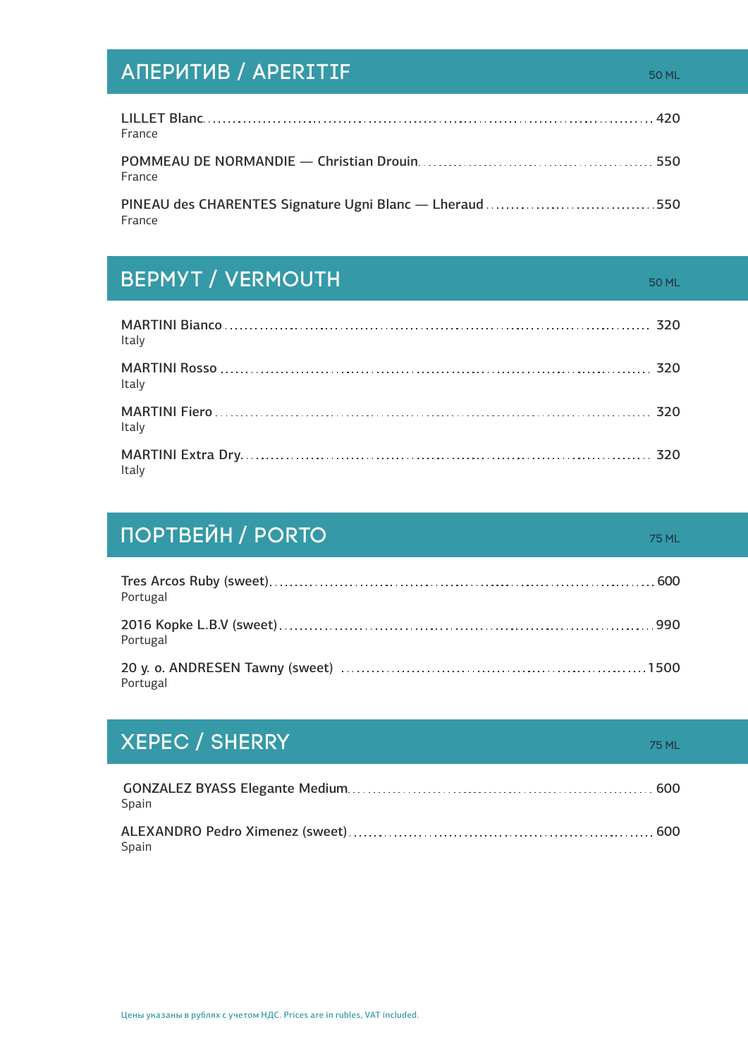## АПЕРИТИВ / APERITIF

50 ML

LILLET Blanc ........ 420
France

POMMEAU DE NORMANDIE — Christian Drouin ........ 550
France

PINEAU des CHARENTES Signature Ugni Blanc — Lheraud ........ 550
France

## ВЕРМУТ / VERMOUTH

50 ML

MARTINI Bianco ........ 320
Italy

MARTINI Rosso ........ 320
Italy

MARTINI Fiero ........ 320
Italy

MARTINI Extra Dry ........ 320
Italy

## ПОРТВЕЙН / PORTO

75 ML

Tres Arcos Ruby (sweet) ........ 600
Portugal

2016 Kopke L.B.V (sweet) ........ 990
Portugal

20 y. o. ANDRESEN Tawny (sweet) ........ 1500
Portugal

## ХЕРЕС / SHERRY

75 ML

GONZALEZ BYASS Elegante Medium ........ 600
Spain

ALEXANDRO Pedro Ximenez (sweet) ........ 600
Spain

Цены указаны в рублях с учетом НДС. Prices are in rubles, VAT included.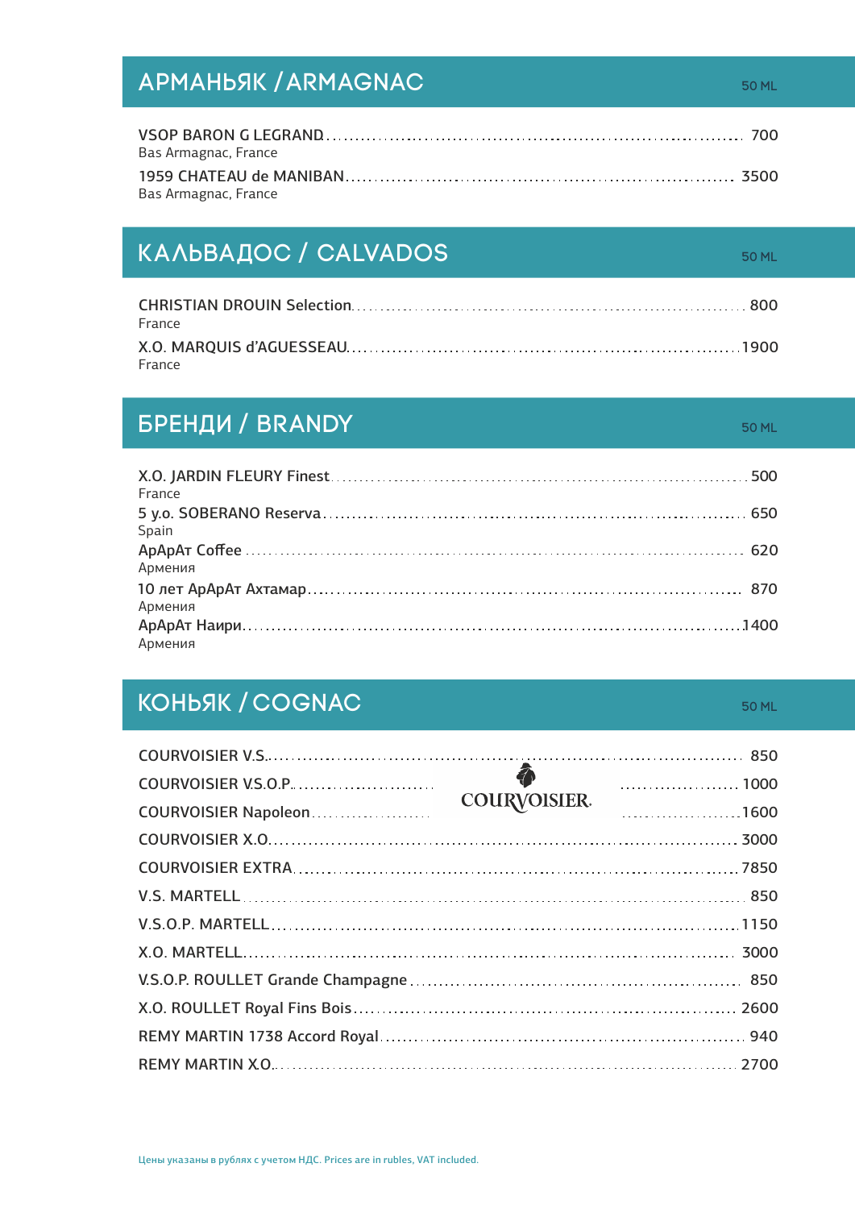## АРМАНЬЯК / ARMAGNAC

50 ML

| | |
|---|---|
| VSOP BARON G LEGRAND<br>Bas Armagnac, France | 700 |
| 1959 CHATEAU de MANIBAN<br>Bas Armagnac, France | 3500 |

## КАЛЬВАДОС / CALVADOS

50 ML

| | |
|---|---|
| CHRISTIAN DROUIN Selection<br>France | 800 |
| X.O. MARQUIS d'AGUESSEAU<br>France | 1900 |

## БРЕНДИ / BRANDY

50 ML

| | |
|---|---|
| X.O. JARDIN FLEURY Finest<br>France | 500 |
| 5 y.o. SOBERANO Reserva<br>Spain | 650 |
| АрАрАт Coffee<br>Армения | 620 |
| 10 лет АрАрАт Ахтамар<br>Армения | 870 |
| АрАрАт Наири<br>Армения | 1400 |

## КОНЬЯК / COGNAC

50 ML

COURVOISIER

| | |
|---|---|
| COURVOISIER V.S. | 850 |
| COURVOISIER V.S.O.P. | 1000 |
| COURVOISIER Napoleon | 1600 |
| COURVOISIER X.O. | 3000 |
| COURVOISIER EXTRA | 7850 |
| V.S. MARTELL | 850 |
| V.S.O.P. MARTELL | 1150 |
| X.O. MARTELL | 3000 |
| V.S.O.P. ROULLET Grande Champagne | 850 |
| X.O. ROULLET Royal Fins Bois | 2600 |
| REMY MARTIN 1738 Accord Royal | 940 |
| REMY MARTIN X.O. | 2700 |

Цены указаны в рублях с учетом НДС. Prices are in rubles, VAT included.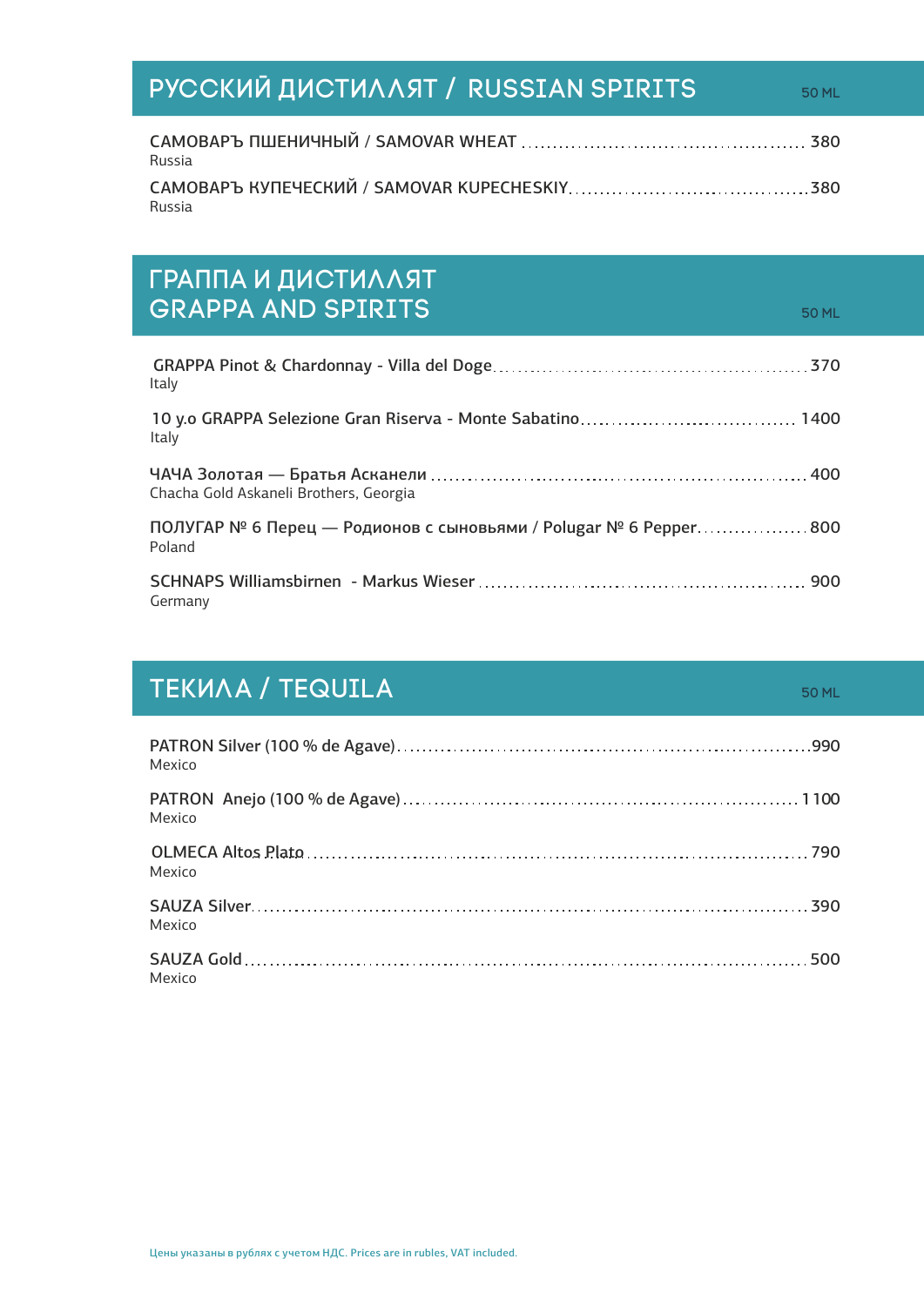## РУССКИЙ ДИСТИЛЛЯТ / RUSSIAN SPIRITS

50 ML

САМОВАРЪ ПШЕНИЧНЫЙ / SAMOVAR WHEAT ........ 380
Russia

САМОВАРЪ КУПЕЧЕСКИЙ / SAMOVAR KUPECHESKIY ........ 380
Russia

## ГРАППА И ДИСТИЛЛЯТ
## GRAPPA AND SPIRITS

50 ML

GRAPPA Pinot & Chardonnay - Villa del Doge ........ 370
Italy

10 y.o GRAPPA Selezione Gran Riserva - Monte Sabatino ........ 1400
Italy

ЧАЧА Золотая — Братья Асканели ........ 400
Chacha Gold Askaneli Brothers, Georgia

ПОЛУГАР № 6 Перец — Родионов с сыновьями / Polugar № 6 Pepper ........ 800
Poland

SCHNAPS Williamsbirnen - Markus Wieser ........ 900
Germany

## ТЕКИЛА / TEQUILA

50 ML

PATRON Silver (100 % de Agave) ........ 990
Mexico

PATRON Anejo (100 % de Agave) ........ 1 100
Mexico

OLMECA Altos Plato ........ 790
Mexico

SAUZA Silver ........ 390
Mexico

SAUZA Gold ........ 500
Mexico

Цены указаны в рублях с учетом НДС. Prices are in rubles, VAT included.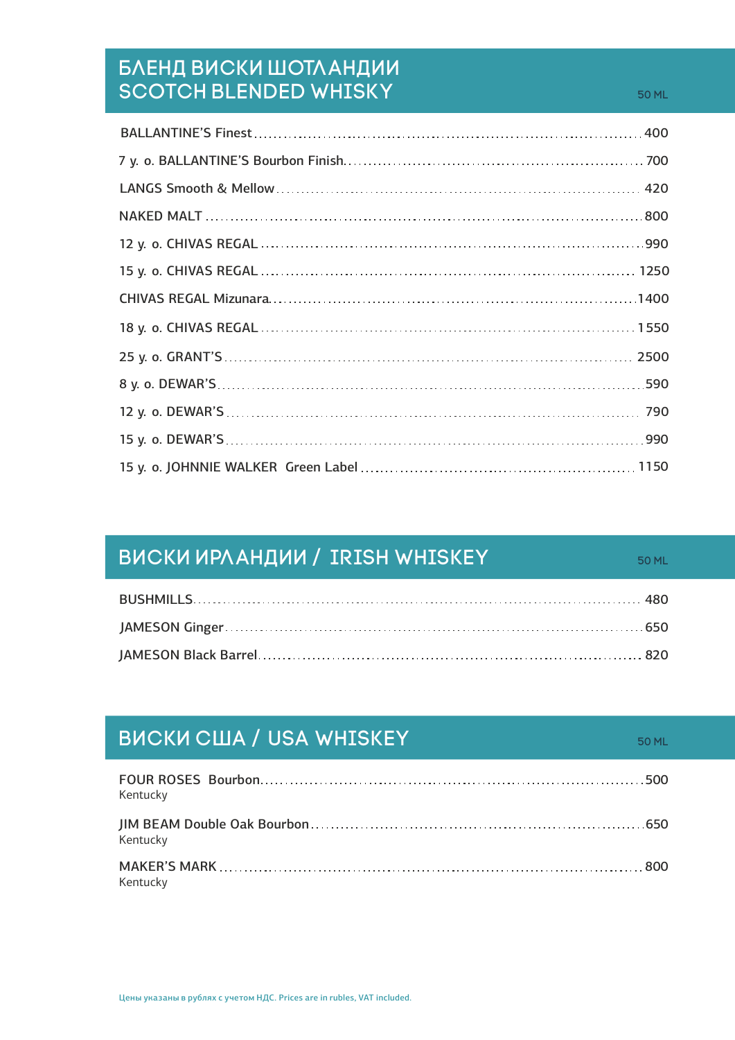## БЛЕНД ВИСКИ ШОТЛАНДИИ
## SCOTCH BLENDED WHISKY

| | 50 ML |
|---|---|
| BALLANTINE'S Finest | 400 |
| 7 y. o. BALLANTINE'S Bourbon Finish | 700 |
| LANGS Smooth & Mellow | 420 |
| NAKED MALT | 800 |
| 12 y. o. CHIVAS REGAL | 990 |
| 15 y. o. CHIVAS REGAL | 1250 |
| CHIVAS REGAL Mizunara | 1400 |
| 18 y. o. CHIVAS REGAL | 1550 |
| 25 y. o. GRANT'S | 2500 |
| 8 y. o. DEWAR'S | 590 |
| 12 y. o. DEWAR'S | 790 |
| 15 y. o. DEWAR'S | 990 |
| 15 y. o. JOHNNIE WALKER Green Label | 1150 |

## ВИСКИ ИРЛАНДИИ / IRISH WHISKEY

| | 50 ML |
|---|---|
| BUSHMILLS | 480 |
| JAMESON Ginger | 650 |
| JAMESON Black Barrel | 820 |

## ВИСКИ США / USA WHISKEY

| | 50 ML |
|---|---|
| FOUR ROSES Bourbon<br>Kentucky | 500 |
| JIM BEAM Double Oak Bourbon<br>Kentucky | 650 |
| MAKER'S MARK<br>Kentucky | 800 |

Цены указаны в рублях с учетом НДС. Prices are in rubles, VAT included.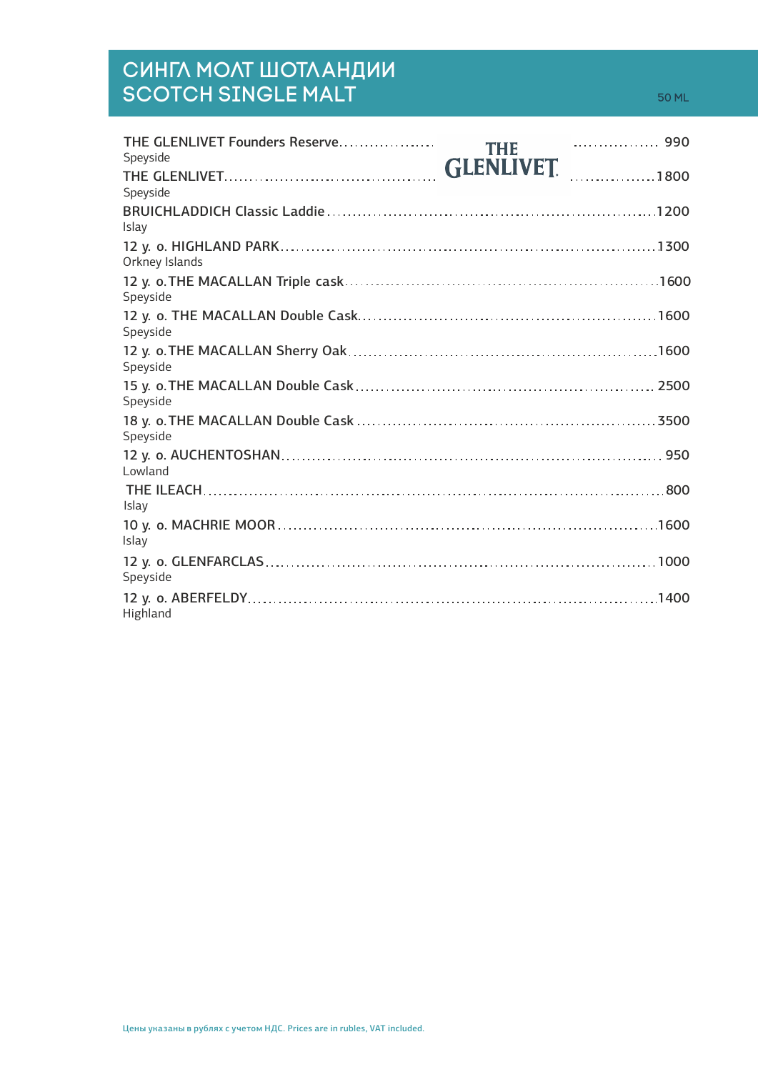# СИНГЛ МОЛТ ШОТЛАНДИИ
# SCOTCH SINGLE MALT

50 ML

THE GLENLIVET

| Name | Price |
|---|---|
| THE GLENLIVET Founders Reserve<br>Speyside | 990 |
| THE GLENLIVET<br>Speyside | 1800 |
| BRUICHLADDICH Classic Laddie<br>Islay | 1200 |
| 12 y. o. HIGHLAND PARK<br>Orkney Islands | 1300 |
| 12 y. o. THE MACALLAN Triple cask<br>Speyside | 1600 |
| 12 y. o. THE MACALLAN Double Cask<br>Speyside | 1600 |
| 12 y. o. THE MACALLAN Sherry Oak<br>Speyside | 1600 |
| 15 y. o. THE MACALLAN Double Cask<br>Speyside | 2500 |
| 18 y. o. THE MACALLAN Double Cask<br>Speyside | 3500 |
| 12 y. o. AUCHENTOSHAN<br>Lowland | 950 |
| THE ILEACH<br>Islay | 800 |
| 10 y. o. MACHRIE MOOR<br>Islay | 1600 |
| 12 y. o. GLENFARCLAS<br>Speyside | 1000 |
| 12 y. o. ABERFELDY<br>Highland | 1400 |

Цены указаны в рублях с учетом НДС. Prices are in rubles, VAT included.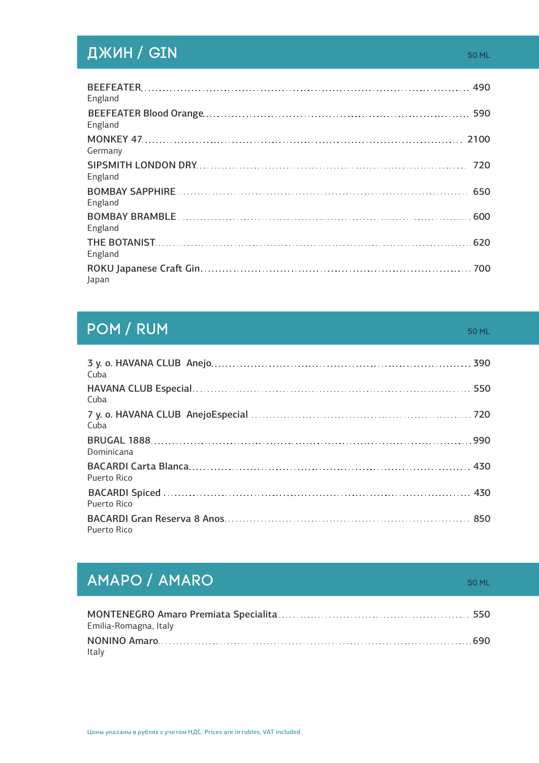## ДЖИН / GIN

50 ML

| Name | Price |
|---|---|
| BEEFEATER<br>England | 490 |
| BEEFEATER Blood Orange<br>England | 590 |
| MONKEY 47<br>Germany | 2100 |
| SIPSMITH LONDON DRY<br>England | 720 |
| BOMBAY SAPPHIRE<br>England | 650 |
| BOMBAY BRAMBLE<br>England | 600 |
| THE BOTANIST<br>England | 620 |
| ROKU Japanese Craft Gin<br>Japan | 700 |

## РОМ / RUM

50 ML

| Name | Price |
|---|---|
| 3 y. o. HAVANA CLUB Anejo<br>Cuba | 390 |
| HAVANA CLUB Especial<br>Cuba | 550 |
| 7 y. o. HAVANA CLUB AnejoEspecial<br>Cuba | 720 |
| BRUGAL 1888<br>Dominicana | 990 |
| BACARDI Carta Blanca<br>Puerto Rico | 430 |
| BACARDI Spiced<br>Puerto Rico | 430 |
| BACARDI Gran Reserva 8 Anos<br>Puerto Rico | 850 |

## АМАРО / AMARO

50 ML

| Name | Price |
|---|---|
| MONTENEGRO Amaro Premiata Specialita<br>Emilia-Romagna, Italy | 550 |
| NONINO Amaro<br>Italy | 690 |

Цены указаны в рублях с учетом НДС. Prices are in rubles, VAT included.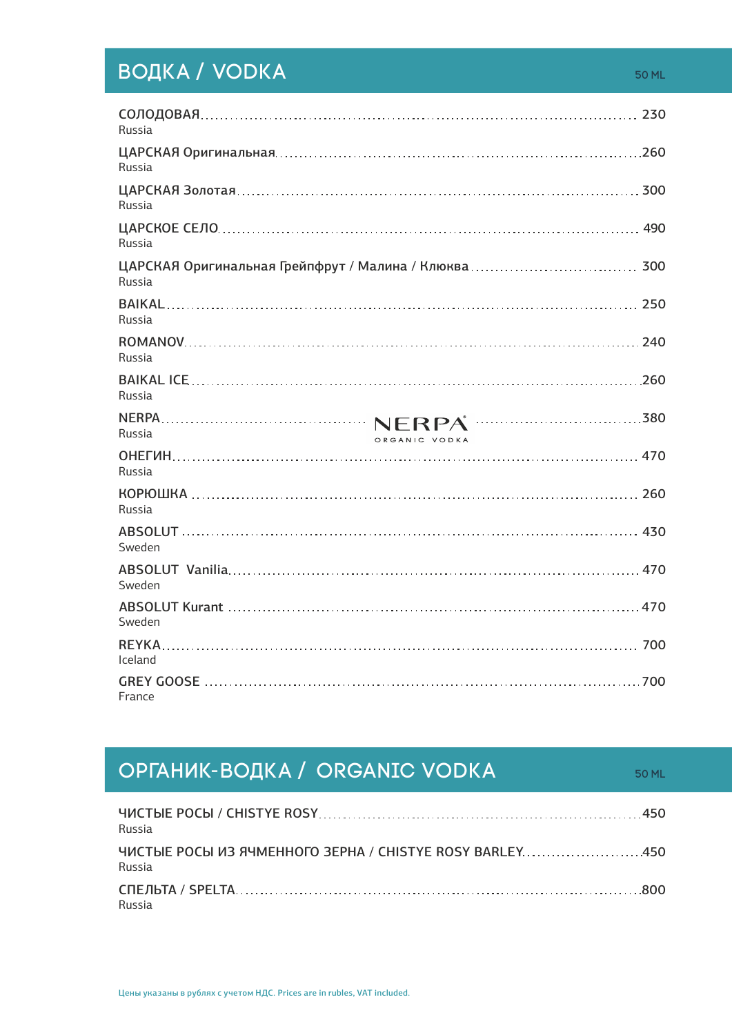## ВОДКА / VODKA

50 ML

| Наименование | Цена |
|---|---|
| СОЛОДОВАЯ<br>Russia | 230 |
| ЦАРСКАЯ Оригинальная<br>Russia | 260 |
| ЦАРСКАЯ Золотая<br>Russia | 300 |
| ЦАРСКОЕ СЕЛО<br>Russia | 490 |
| ЦАРСКАЯ Оригинальная Грейпфрут / Малина / Клюква<br>Russia | 300 |
| BAIKAL<br>Russia | 250 |
| ROMANOV<br>Russia | 240 |
| BAIKAL ICE<br>Russia | 260 |
| NERPA<br>Russia | 380 |
| ОНЕГИН<br>Russia | 470 |
| КОРЮШКА<br>Russia | 260 |
| ABSOLUT<br>Sweden | 430 |
| ABSOLUT Vanilia<br>Sweden | 470 |
| ABSOLUT Kurant<br>Sweden | 470 |
| REYKA<br>Iceland | 700 |
| GREY GOOSE<br>France | 700 |

NERPA ORGANIC VODKA

## ОРГАНИК-ВОДКА / ORGANIC VODKA

50 ML

| Наименование | Цена |
|---|---|
| ЧИСТЫЕ РОСЫ / CHISTYE ROSY<br>Russia | 450 |
| ЧИСТЫЕ РОСЫ ИЗ ЯЧМЕННОГО ЗЕРНА / CHISTYE ROSY BARLEY<br>Russia | 450 |
| СПЕЛЬТА / SPELTA<br>Russia | 800 |

Цены указаны в рублях с учетом НДС. Prices are in rubles, VAT included.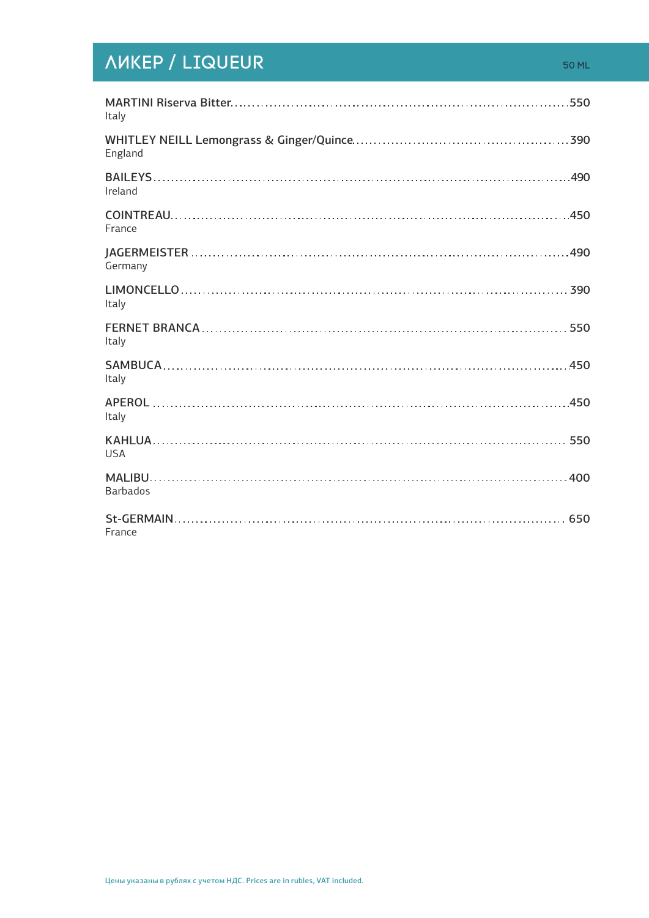# ЛИКЕР / LIQUEUR

50 ML

| Name | Price |
|---|---|
| MARTINI Riserva Bitter<br>Italy | 550 |
| WHITLEY NEILL Lemongrass & Ginger/Quince<br>England | 390 |
| BAILEYS<br>Ireland | 490 |
| COINTREAU<br>France | 450 |
| JAGERMEISTER<br>Germany | 490 |
| LIMONCELLO<br>Italy | 390 |
| FERNET BRANCA<br>Italy | 550 |
| SAMBUCA<br>Italy | 450 |
| APEROL<br>Italy | 450 |
| KAHLUA<br>USA | 550 |
| MALIBU<br>Barbados | 400 |
| St-GERMAIN<br>France | 650 |

Цены указаны в рублях с учетом НДС. Prices are in rubles, VAT included.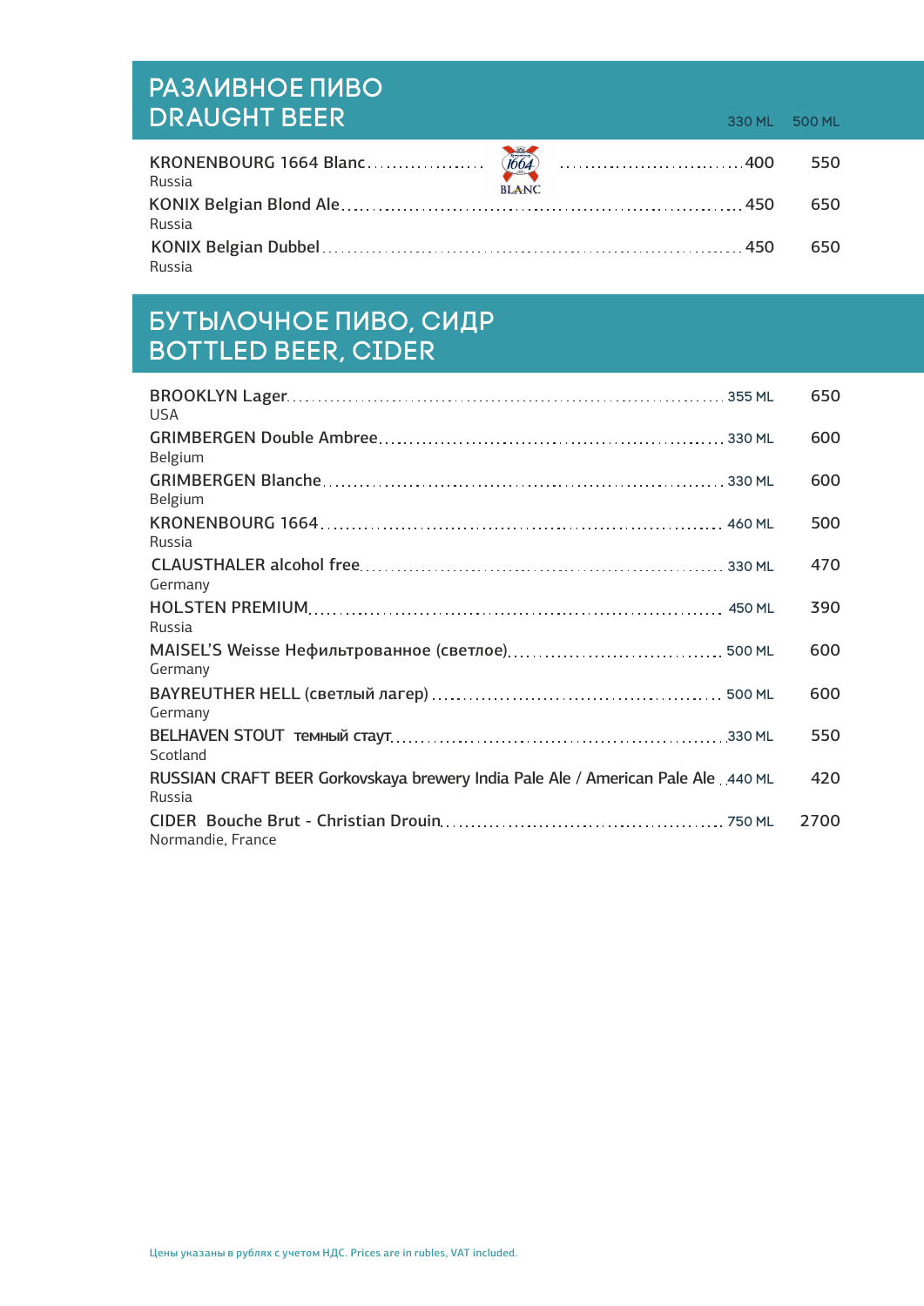## РАЗЛИВНОЕ ПИВО
## DRAUGHT BEER

| | 330 ML | 500 ML |
|---|---|---|
| KRONENBOURG 1664 Blanc<br>Russia | 400 | 550 |
| KONIX Belgian Blond Ale<br>Russia | 450 | 650 |
| KONIX Belgian Dubbel<br>Russia | 450 | 650 |

## БУТЫЛОЧНОЕ ПИВО, СИДР
## BOTTLED BEER, CIDER

| | | |
|---|---|---|
| BROOKLYN Lager<br>USA | 355 ML | 650 |
| GRIMBERGEN Double Ambree<br>Belgium | 330 ML | 600 |
| GRIMBERGEN Blanche<br>Belgium | 330 ML | 600 |
| KRONENBOURG 1664<br>Russia | 460 ML | 500 |
| CLAUSTHALER alcohol free<br>Germany | 330 ML | 470 |
| HOLSTEN PREMIUM<br>Russia | 450 ML | 390 |
| MAISEL'S Weisse Нефильтрованное (светлое)<br>Germany | 500 ML | 600 |
| BAYREUTHER HELL (светлый лагер)<br>Germany | 500 ML | 600 |
| BELHAVEN STOUT темный стаут<br>Scotland | 330 ML | 550 |
| RUSSIAN CRAFT BEER Gorkovskaya brewery India Pale Ale / American Pale Ale<br>Russia | 440 ML | 420 |
| CIDER Bouche Brut - Christian Drouin<br>Normandie, France | 750 ML | 2700 |

Цены указаны в рублях с учетом НДС. Prices are in rubles, VAT included.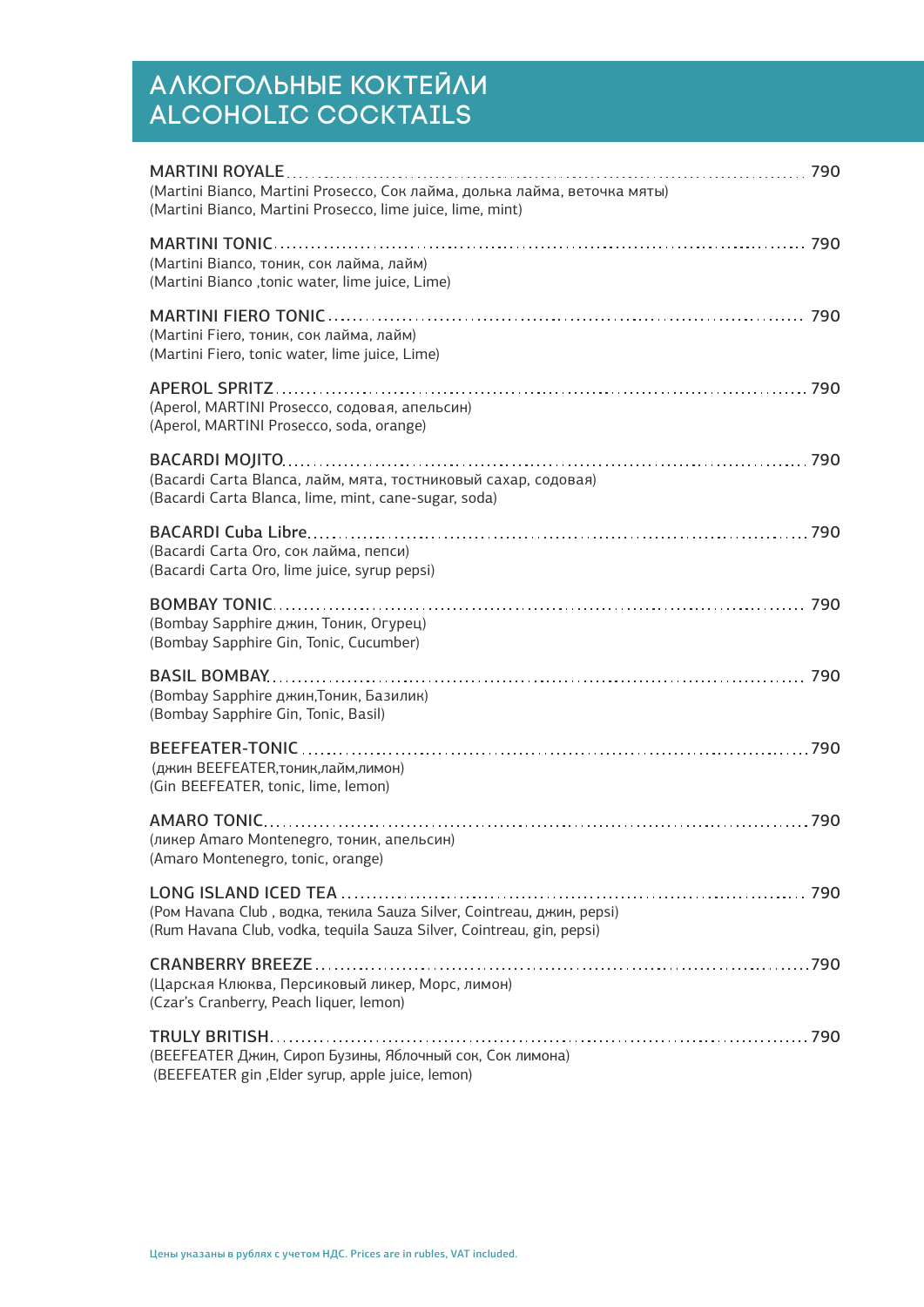# АЛКОГОЛЬНЫЕ КОКТЕЙЛИ
# ALCOHOLIC COCKTAILS

**MARTINI ROYALE** .......... 790
(Martini Bianco, Martini Prosecco, Сок лайма, долька лайма, веточка мяты)
(Martini Bianco, Martini Prosecco, lime juice, lime, mint)

**MARTINI TONIC** .......... 790
(Martini Bianco, тоник, сок лайма, лайм)
(Martini Bianco ,tonic water, lime juice, Lime)

**MARTINI FIERO TONIC** .......... 790
(Martini Fiero, тоник, сок лайма, лайм)
(Martini Fiero, tonic water, lime juice, Lime)

**APEROL SPRITZ** .......... 790
(Aperol, MARTINI Prosecco, содовая, апельсин)
(Aperol, MARTINI Prosecco, soda, orange)

**BACARDI MOJITO** .......... 790
(Bacardi Carta Blanca, лайм, мята, тостниковый сахар, содовая)
(Bacardi Carta Blanca, lime, mint, cane-sugar, soda)

**BACARDI Cuba Libre** .......... 790
(Bacardi Carta Oro, сок лайма, пепси)
(Bacardi Carta Oro, lime juice, syrup pepsi)

**BOMBAY TONIC** .......... 790
(Bombay Sapphire джин, Тоник, Огурец)
(Bombay Sapphire Gin, Tonic, Cucumber)

**BASIL BOMBAY** .......... 790
(Bombay Sapphire джин,Тоник, Базилик)
(Bombay Sapphire Gin, Tonic, Basil)

**BEEFEATER-TONIC** .......... 790
(джин BEEFEATER,тоник,лайм,лимон)
(Gin BEEFEATER, tonic, lime, lemon)

**AMARO TONIC** .......... 790
(ликер Amaro Montenegro, тоник, апельсин)
(Amaro Montenegro, tonic, orange)

**LONG ISLAND ICED TEA** .......... 790
(Ром Havana Club , водка, текила Sauza Silver, Cointreau, джин, pepsi)
(Rum Havana Club, vodka, tequila Sauza Silver, Cointreau, gin, pepsi)

**CRANBERRY BREEZE** .......... 790
(Царская Клюква, Персиковый ликер, Морс, лимон)
(Czar's Cranberry, Peach liquer, lemon)

**TRULY BRITISH** .......... 790
(BEEFEATER Джин, Сироп Бузины, Яблочный сок, Сок лимона)
(BEEFEATER gin ,Elder syrup, apple juice, lemon)

Цены указаны в рублях с учетом НДС. Prices are in rubles, VAT included.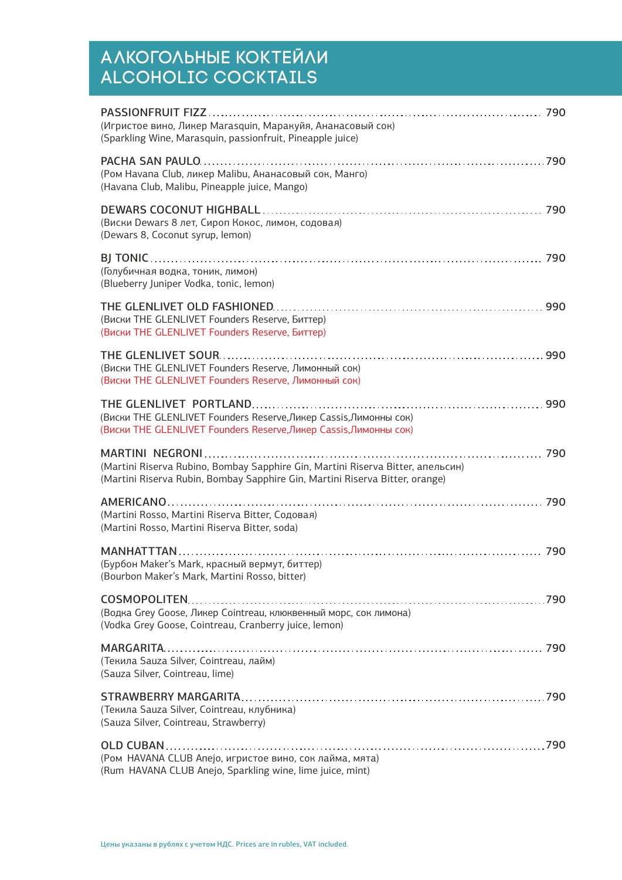# АЛКОГОЛЬНЫЕ КОКТЕЙЛИ
# ALCOHOLIC COCKTAILS

**PASSIONFRUIT FIZZ** ... 790
(Игристое вино, Ликер Marasquin, Маракуйя, Ананасовый сок)
(Sparkling Wine, Marasquin, passionfruit, Pineapple juice)

**PACHA SAN PAULO** ... 790
(Ром Havana Club, ликер Malibu, Ананасовый сок, Манго)
(Havana Club, Malibu, Pineapple juice, Mango)

**DEWARS COCONUT HIGHBALL** ... 790
(Виски Dewars 8 лет, Сироп Кокос, лимон, содовая)
(Dewars 8, Coconut syrup, lemon)

**BJ TONIC** ... 790
(Голубичная водка, тоник, лимон)
(Blueberry Juniper Vodka, tonic, lemon)

**THE GLENLIVET OLD FASHIONED** ... 990
(Виски THE GLENLIVET Founders Reserve, Биттер)
(Виски THE GLENLIVET Founders Reserve, Биттер)

**THE GLENLIVET SOUR** ... 990
(Виски THE GLENLIVET Founders Reserve, Лимонный сок)
(Виски THE GLENLIVET Founders Reserve, Лимонный сок)

**THE GLENLIVET PORTLAND** ... 990
(Виски THE GLENLIVET Founders Reserve,Ликер Cassis,Лимонны сок)
(Виски THE GLENLIVET Founders Reserve,Ликер Cassis,Лимонны сок)

**MARTINI NEGRONI** ... 790
(Martini Riserva Rubino, Bombay Sapphire Gin, Martini Riserva Bitter, апельсин)
(Martini Riserva Rubin, Bombay Sapphire Gin, Martini Riserva Bitter, orange)

**AMERICANO** ... 790
(Martini Rosso, Martini Riserva Bitter, Содовая)
(Martini Rosso, Martini Riserva Bitter, soda)

**MANHATTTAN** ... 790
(Бурбон Maker's Mark, красный вермут, биттер)
(Bourbon Maker's Mark, Martini Rosso, bitter)

**COSMOPOLITEN** ... 790
(Водка Grey Goose, Ликер Cointreau, клюквенный морс, сок лимона)
(Vodka Grey Goose, Cointreau, Cranberry juice, lemon)

**MARGARITA** ... 790
(Текила Sauza Silver, Cointreau, лайм)
(Sauza Silver, Cointreau, lime)

**STRAWBERRY MARGARITA** ... 790
(Текила Sauza Silver, Cointreau, клубника)
(Sauza Silver, Cointreau, Strawberry)

**OLD CUBAN** ... 790
(Ром HAVANA CLUB Anejo, игристое вино, сок лайма, мята)
(Rum HAVANA CLUB Anejo, Sparkling wine, lime juice, mint)

Цены указаны в рублях с учетом НДС. Prices are in rubles, VAT included.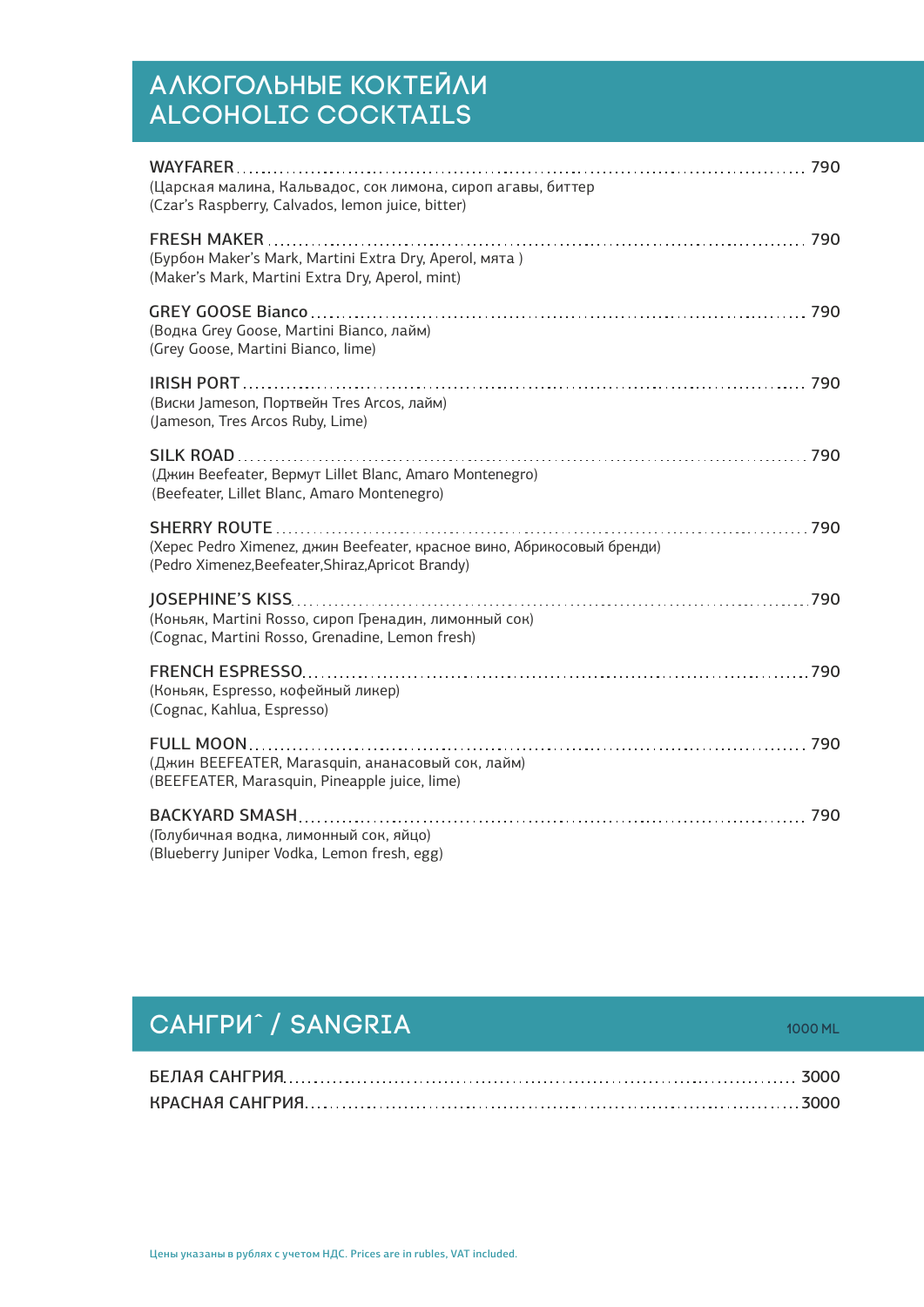# АЛКОГОЛЬНЫЕ КОКТЕЙЛИ
# ALCOHOLIC COCKTAILS

**WAYFARER** ........................................ 790
(Царская малина, Кальвадос, сок лимона, сироп агавы, биттер
(Czar's Raspberry, Calvados, lemon juice, bitter)

**FRESH MAKER** ........................................ 790
(Бурбон Maker's Mark, Martini Extra Dry, Aperol, мята )
(Maker's Mark, Martini Extra Dry, Aperol, mint)

**GREY GOOSE Bianco** ........................................ 790
(Водка Grey Goose, Martini Bianco, лайм)
(Grey Goose, Martini Bianco, lime)

**IRISH PORT** ........................................ 790
(Виски Jameson, Портвейн Tres Arcos, лайм)
(Jameson, Tres Arcos Ruby, Lime)

**SILK ROAD** ........................................ 790
(Джин Beefeater, Вермут Lillet Blanc, Amaro Montenegro)
(Beefeater, Lillet Blanc, Amaro Montenegro)

**SHERRY ROUTE** ........................................ 790
(Херес Pedro Ximenez, джин Beefeater, красное вино, Абрикосовый бренди)
(Pedro Ximenez,Beefeater,Shiraz,Apricot Brandy)

**JOSEPHINE'S KISS** ........................................ 790
(Коньяк, Martini Rosso, сироп Гренадин, лимонный сок)
(Cognac, Martini Rosso, Grenadine, Lemon fresh)

**FRENCH ESPRESSO** ........................................ 790
(Коньяк, Espresso, кофейный ликер)
(Cognac, Kahlua, Espresso)

**FULL MOON** ........................................ 790
(Джин BEEFEATER, Marasquin, ананасовый сок, лайм)
(BEEFEATER, Marasquin, Pineapple juice, lime)

**BACKYARD SMASH** ........................................ 790
(Голубичная водка, лимонный сок, яйцо)
(Blueberry Juniper Vodka, Lemon fresh, egg)

# САНГРИˆ / SANGRIA

1000 ML

**БЕЛАЯ САНГРИЯ** ........................................ 3000

**КРАСНАЯ САНГРИЯ** ........................................ 3000

Цены указаны в рублях с учетом НДС. Prices are in rubles, VAT included.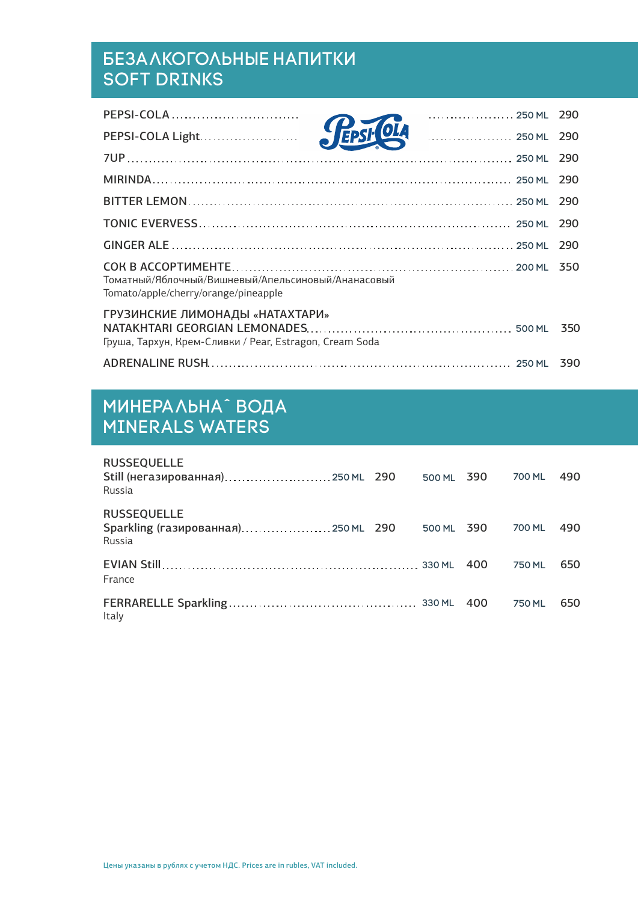## БЕЗАЛКОГОЛЬНЫЕ НАПИТКИ
## SOFT DRINKS

| | | |
|---|---|---|
| PEPSI-COLA | 250 ML | 290 |
| PEPSI-COLA Light | 250 ML | 290 |
| 7UP | 250 ML | 290 |
| MIRINDA | 250 ML | 290 |
| BITTER LEMON | 250 ML | 290 |
| TONIC EVERVESS | 250 ML | 290 |
| GINGER ALE | 250 ML | 290 |
| СОК В АССОРТИМЕНТЕ<br>Томатный/Яблочный/Вишневый/Апельсиновый/Ананасовый<br>Tomato/apple/cherry/orange/pineapple | 200 ML | 350 |
| ГРУЗИНСКИЕ ЛИМОНАДЫ «НАТАХТАРИ»<br>NATAKHTARI GEORGIAN LEMONADES<br>Груша, Тархун, Крем-Сливки / Pear, Estragon, Cream Soda | 500 ML | 350 |
| ADRENALINE RUSH | 250 ML | 390 |

## МИНЕРАЛЬНАˆ ВОДА
## MINERALS WATERS

| | | | | | | |
|---|---|---|---|---|---|---|
| RUSSEQUELLE<br>Still (негазированная)<br>Russia | 250 ML | 290 | 500 ML | 390 | 700 ML | 490 |
| RUSSEQUELLE<br>Sparkling (газированная)<br>Russia | 250 ML | 290 | 500 ML | 390 | 700 ML | 490 |
| EVIAN Still<br>France | | | 330 ML | 400 | 750 ML | 650 |
| FERRARELLE Sparkling<br>Italy | | | 330 ML | 400 | 750 ML | 650 |

Цены указаны в рублях с учетом НДС. Prices are in rubles, VAT included.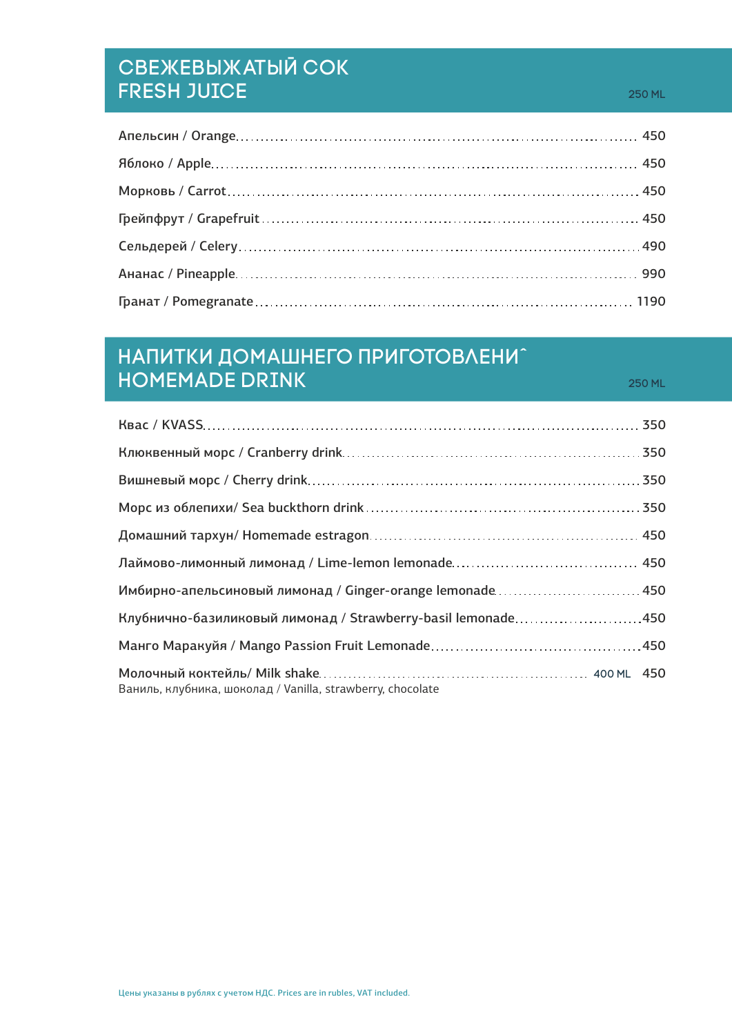## СВЕЖЕВЫЖАТЫЙ СОК
## FRESH JUICE

250 ML

| | |
|---|---|
| Апельсин / Orange | 450 |
| Яблоко / Apple | 450 |
| Морковь / Carrot | 450 |
| Грейпфрут / Grapefruit | 450 |
| Сельдерей / Celery | 490 |
| Ананас / Pineapple | 990 |
| Гранат / Pomegranate | 1190 |

## НАПИТКИ ДОМАШНЕГО ПРИГОТОВЛЕНИЯ
## HOMEMADE DRINK

250 ML

| | |
|---|---|
| Квас / KVASS | 350 |
| Клюквенный морс / Cranberry drink | 350 |
| Вишневый морс / Cherry drink | 350 |
| Морс из облепихи/ Sea buckthorn drink | 350 |
| Домашний тархун/ Homemade estragon | 450 |
| Лаймово-лимонный лимонад / Lime-lemon lemonade | 450 |
| Имбирно-апельсиновый лимонад / Ginger-orange lemonade | 450 |
| Клубнично-базиликовый лимонад / Strawberry-basil lemonade | 450 |
| Манго Маракуйя / Mango Passion Fruit Lemonade | 450 |
| Молочный коктейль/ Milk shake 400 ML<br>Ваниль, клубника, шоколад / Vanilla, strawberry, chocolate | 450 |

Цены указаны в рублях с учетом НДС. Prices are in rubles, VAT included.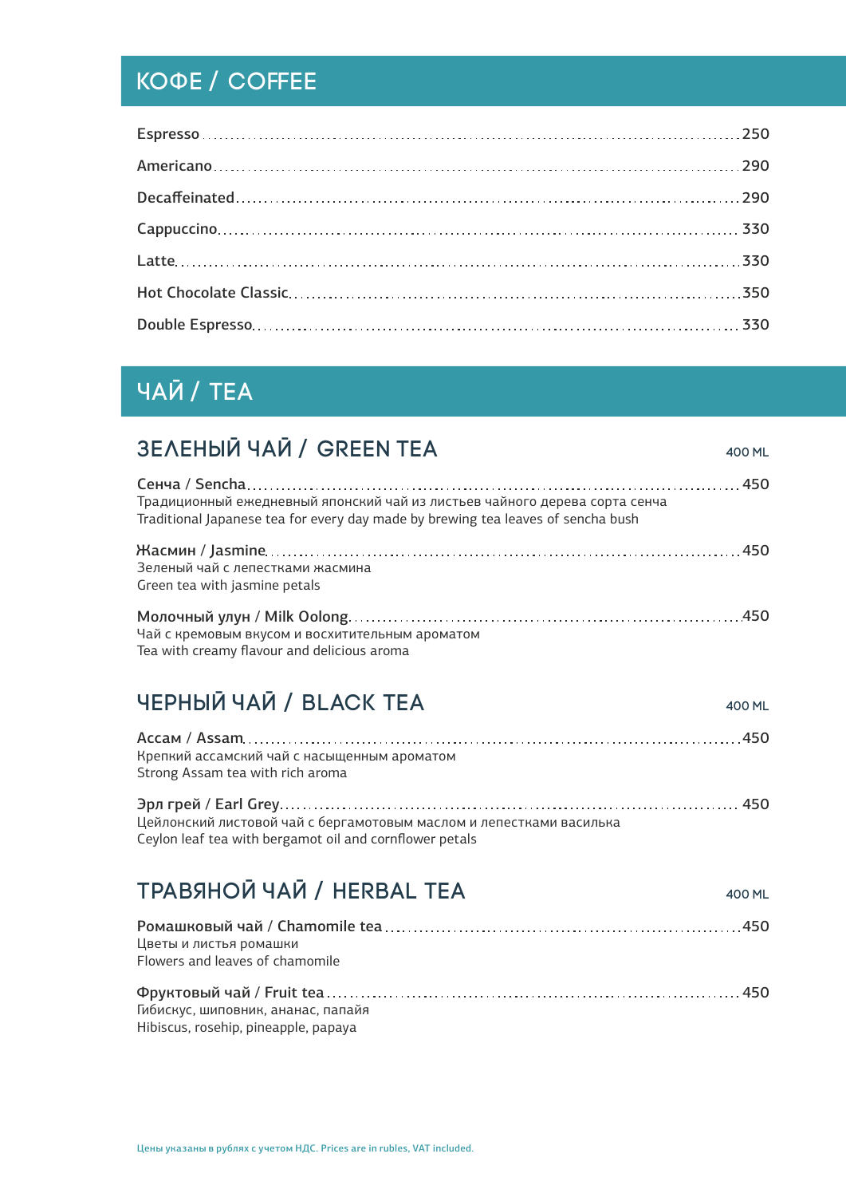## КОФЕ / COFFEE

| | |
|---|---|
| Espresso | 250 |
| Americano | 290 |
| Decaffeinated | 290 |
| Cappuccino | 330 |
| Latte | 330 |
| Hot Chocolate Classic | 350 |
| Double Espresso | 330 |

## ЧАЙ / TEA

### ЗЕЛЕНЫЙ ЧАЙ / GREEN TEA

400 ML

**Сенча / Sencha** .......... 450
Традиционный ежедневный японский чай из листьев чайного дерева сорта сенча
Traditional Japanese tea for every day made by brewing tea leaves of sencha bush

**Жасмин / Jasmine** .......... 450
Зеленый чай с лепестками жасмина
Green tea with jasmine petals

**Молочный улун / Milk Oolong** .......... 450
Чай с кремовым вкусом и восхитительным ароматом
Tea with creamy flavour and delicious aroma

### ЧЕРНЫЙ ЧАЙ / BLACK TEA

400 ML

**Ассам / Assam** .......... 450
Крепкий ассамский чай с насыщенным ароматом
Strong Assam tea with rich aroma

**Эрл грей / Earl Grey** .......... 450
Цейлонский листовой чай с бергамотовым маслом и лепестками василька
Ceylon leaf tea with bergamot oil and cornflower petals

### ТРАВЯНОЙ ЧАЙ / HERBAL TEA

400 ML

**Ромашковый чай / Chamomile tea** .......... 450
Цветы и листья ромашки
Flowers and leaves of chamomile

**Фруктовый чай / Fruit tea** .......... 450
Гибискус, шиповник, ананас, папайя
Hibiscus, rosehip, pineapple, papaya

Цены указаны в рублях с учетом НДС. Prices are in rubles, VAT included.